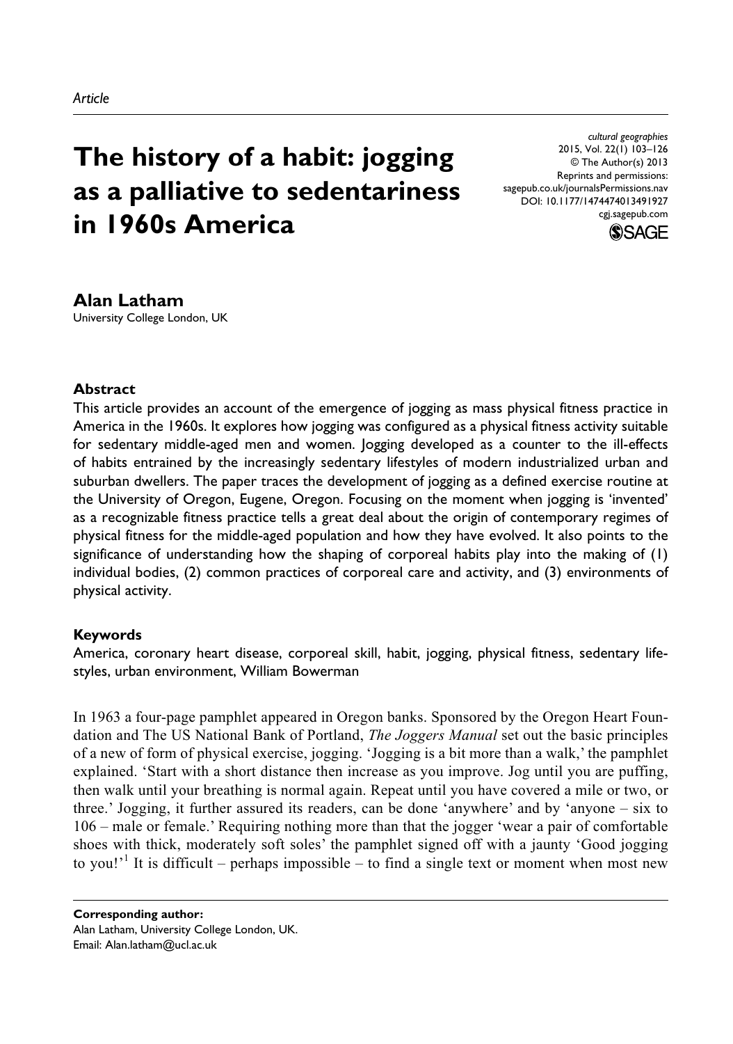*Article*

# The history of a habit: jogging as a palliative to sedentariness in 1960s America

cultural geographies
2015, Vol. 22(1) 103–126
© The Author(s) 2013
Reprints and permissions:
sagepub.co.uk/journalsPermissions.nav
DOI: 10.1177/1474474013491927
cgj.sagepub.com

**Alan Latham**
University College London, UK

### Abstract

This article provides an account of the emergence of jogging as mass physical fitness practice in America in the 1960s. It explores how jogging was configured as a physical fitness activity suitable for sedentary middle-aged men and women. Jogging developed as a counter to the ill-effects of habits entrained by the increasingly sedentary lifestyles of modern industrialized urban and suburban dwellers. The paper traces the development of jogging as a defined exercise routine at the University of Oregon, Eugene, Oregon. Focusing on the moment when jogging is 'invented' as a recognizable fitness practice tells a great deal about the origin of contemporary regimes of physical fitness for the middle-aged population and how they have evolved. It also points to the significance of understanding how the shaping of corporeal habits play into the making of (1) individual bodies, (2) common practices of corporeal care and activity, and (3) environments of physical activity.

### Keywords

America, coronary heart disease, corporeal skill, habit, jogging, physical fitness, sedentary lifestyles, urban environment, William Bowerman

In 1963 a four-page pamphlet appeared in Oregon banks. Sponsored by the Oregon Heart Foundation and The US National Bank of Portland, *The Joggers Manual* set out the basic principles of a new of form of physical exercise, jogging. 'Jogging is a bit more than a walk,' the pamphlet explained. 'Start with a short distance then increase as you improve. Jog until you are puffing, then walk until your breathing is normal again. Repeat until you have covered a mile or two, or three.' Jogging, it further assured its readers, can be done 'anywhere' and by 'anyone – six to 106 – male or female.' Requiring nothing more than that the jogger 'wear a pair of comfortable shoes with thick, moderately soft soles' the pamphlet signed off with a jaunty 'Good jogging to you!'[1] It is difficult – perhaps impossible – to find a single text or moment when most new

**Corresponding author:**
Alan Latham, University College London, UK.
Email: Alan.latham@ucl.ac.uk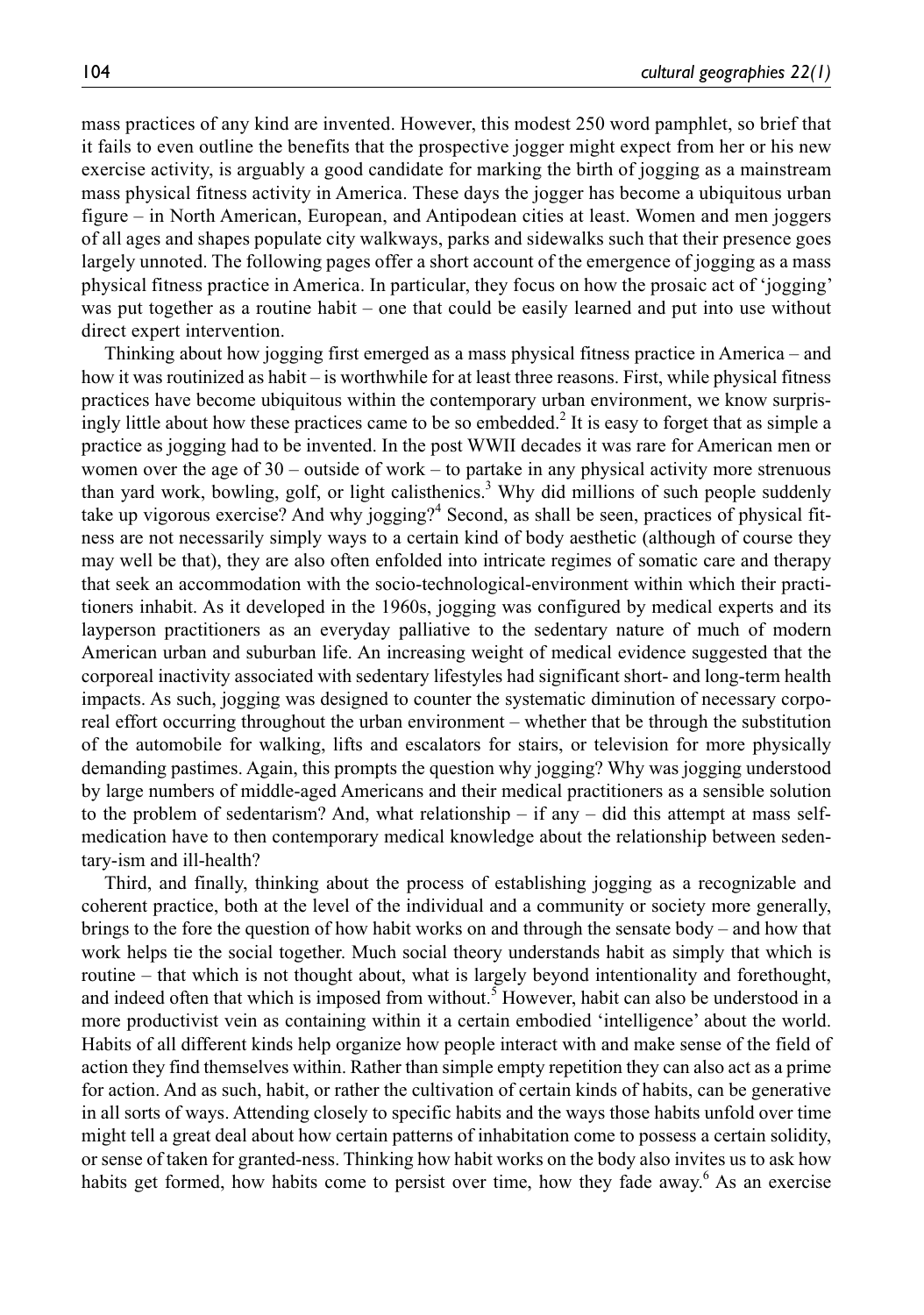mass practices of any kind are invented. However, this modest 250 word pamphlet, so brief that it fails to even outline the benefits that the prospective jogger might expect from her or his new exercise activity, is arguably a good candidate for marking the birth of jogging as a mainstream mass physical fitness activity in America. These days the jogger has become a ubiquitous urban figure – in North American, European, and Antipodean cities at least. Women and men joggers of all ages and shapes populate city walkways, parks and sidewalks such that their presence goes largely unnoted. The following pages offer a short account of the emergence of jogging as a mass physical fitness practice in America. In particular, they focus on how the prosaic act of 'jogging' was put together as a routine habit – one that could be easily learned and put into use without direct expert intervention.

Thinking about how jogging first emerged as a mass physical fitness practice in America – and how it was routinized as habit – is worthwhile for at least three reasons. First, while physical fitness practices have become ubiquitous within the contemporary urban environment, we know surprisingly little about how these practices came to be so embedded.[2] It is easy to forget that as simple a practice as jogging had to be invented. In the post WWII decades it was rare for American men or women over the age of 30 – outside of work – to partake in any physical activity more strenuous than yard work, bowling, golf, or light calisthenics.[3] Why did millions of such people suddenly take up vigorous exercise? And why jogging?[4] Second, as shall be seen, practices of physical fitness are not necessarily simply ways to a certain kind of body aesthetic (although of course they may well be that), they are also often enfolded into intricate regimes of somatic care and therapy that seek an accommodation with the socio-technological-environment within which their practitioners inhabit. As it developed in the 1960s, jogging was configured by medical experts and its layperson practitioners as an everyday palliative to the sedentary nature of much of modern American urban and suburban life. An increasing weight of medical evidence suggested that the corporeal inactivity associated with sedentary lifestyles had significant short- and long-term health impacts. As such, jogging was designed to counter the systematic diminution of necessary corporeal effort occurring throughout the urban environment – whether that be through the substitution of the automobile for walking, lifts and escalators for stairs, or television for more physically demanding pastimes. Again, this prompts the question why jogging? Why was jogging understood by large numbers of middle-aged Americans and their medical practitioners as a sensible solution to the problem of sedentarism? And, what relationship – if any – did this attempt at mass self-medication have to then contemporary medical knowledge about the relationship between sedentary-ism and ill-health?

Third, and finally, thinking about the process of establishing jogging as a recognizable and coherent practice, both at the level of the individual and a community or society more generally, brings to the fore the question of how habit works on and through the sensate body – and how that work helps tie the social together. Much social theory understands habit as simply that which is routine – that which is not thought about, what is largely beyond intentionality and forethought, and indeed often that which is imposed from without.[5] However, habit can also be understood in a more productivist vein as containing within it a certain embodied 'intelligence' about the world. Habits of all different kinds help organize how people interact with and make sense of the field of action they find themselves within. Rather than simple empty repetition they can also act as a prime for action. And as such, habit, or rather the cultivation of certain kinds of habits, can be generative in all sorts of ways. Attending closely to specific habits and the ways those habits unfold over time might tell a great deal about how certain patterns of inhabitation come to possess a certain solidity, or sense of taken for granted-ness. Thinking how habit works on the body also invites us to ask how habits get formed, how habits come to persist over time, how they fade away.[6] As an exercise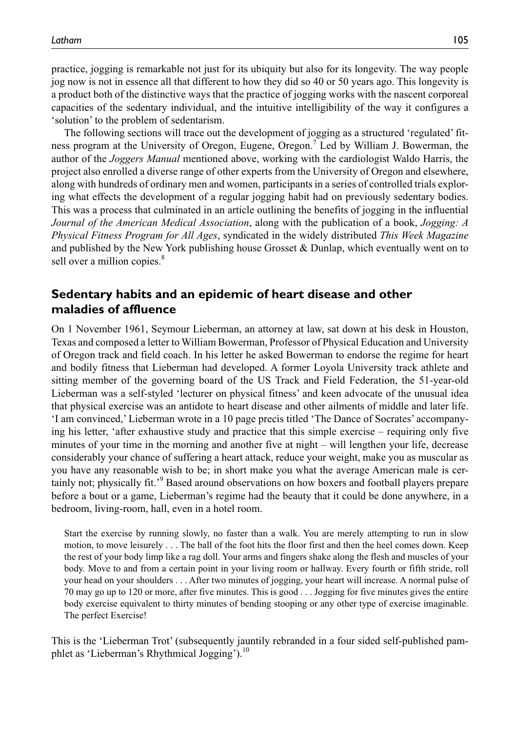practice, jogging is remarkable not just for its ubiquity but also for its longevity. The way people jog now is not in essence all that different to how they did so 40 or 50 years ago. This longevity is a product both of the distinctive ways that the practice of jogging works with the nascent corporeal capacities of the sedentary individual, and the intuitive intelligibility of the way it configures a 'solution' to the problem of sedentarism.

The following sections will trace out the development of jogging as a structured 'regulated' fitness program at the University of Oregon, Eugene, Oregon.[7] Led by William J. Bowerman, the author of the *Joggers Manual* mentioned above, working with the cardiologist Waldo Harris, the project also enrolled a diverse range of other experts from the University of Oregon and elsewhere, along with hundreds of ordinary men and women, participants in a series of controlled trials exploring what effects the development of a regular jogging habit had on previously sedentary bodies. This was a process that culminated in an article outlining the benefits of jogging in the influential *Journal of the American Medical Association*, along with the publication of a book, *Jogging: A Physical Fitness Program for All Ages*, syndicated in the widely distributed *This Week Magazine* and published by the New York publishing house Grosset & Dunlap, which eventually went on to sell over a million copies.[8]

## Sedentary habits and an epidemic of heart disease and other maladies of affluence

On 1 November 1961, Seymour Lieberman, an attorney at law, sat down at his desk in Houston, Texas and composed a letter to William Bowerman, Professor of Physical Education and University of Oregon track and field coach. In his letter he asked Bowerman to endorse the regime for heart and bodily fitness that Lieberman had developed. A former Loyola University track athlete and sitting member of the governing board of the US Track and Field Federation, the 51-year-old Lieberman was a self-styled 'lecturer on physical fitness' and keen advocate of the unusual idea that physical exercise was an antidote to heart disease and other ailments of middle and later life. 'I am convinced,' Lieberman wrote in a 10 page precis titled 'The Dance of Socrates' accompanying his letter, 'after exhaustive study and practice that this simple exercise – requiring only five minutes of your time in the morning and another five at night – will lengthen your life, decrease considerably your chance of suffering a heart attack, reduce your weight, make you as muscular as you have any reasonable wish to be; in short make you what the average American male is certainly not; physically fit.'[9] Based around observations on how boxers and football players prepare before a bout or a game, Lieberman's regime had the beauty that it could be done anywhere, in a bedroom, living-room, hall, even in a hotel room.

> Start the exercise by running slowly, no faster than a walk. You are merely attempting to run in slow motion, to move leisurely . . . The ball of the foot hits the floor first and then the heel comes down. Keep the rest of your body limp like a rag doll. Your arms and fingers shake along the flesh and muscles of your body. Move to and from a certain point in your living room or hallway. Every fourth or fifth stride, roll your head on your shoulders . . . After two minutes of jogging, your heart will increase. A normal pulse of 70 may go up to 120 or more, after five minutes. This is good . . . Jogging for five minutes gives the entire body exercise equivalent to thirty minutes of bending stooping or any other type of exercise imaginable. The perfect Exercise!

This is the 'Lieberman Trot' (subsequently jauntily rebranded in a four sided self-published pamphlet as 'Lieberman's Rhythmical Jogging').[10]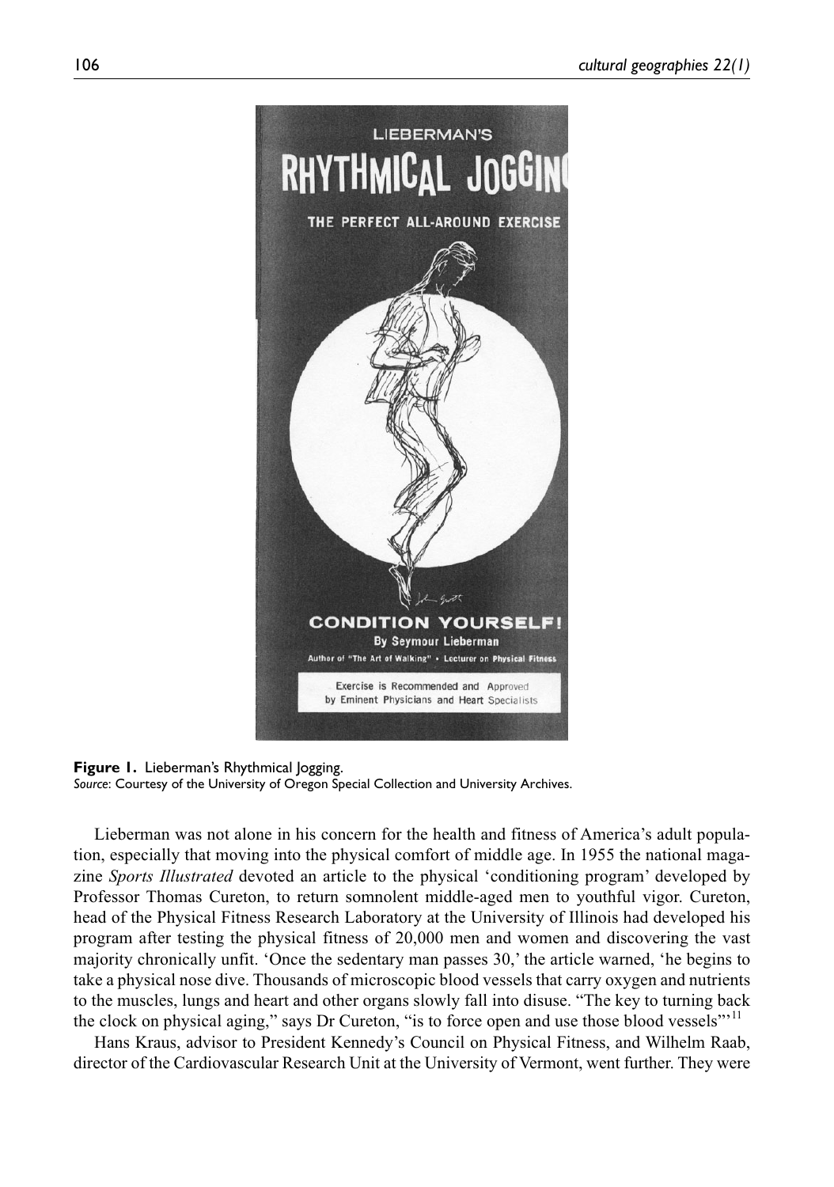**Figure 1.** Lieberman's Rhythmical Jogging.
*Source*: Courtesy of the University of Oregon Special Collection and University Archives.

Lieberman was not alone in his concern for the health and fitness of America's adult population, especially that moving into the physical comfort of middle age. In 1955 the national magazine *Sports Illustrated* devoted an article to the physical 'conditioning program' developed by Professor Thomas Cureton, to return somnolent middle-aged men to youthful vigor. Cureton, head of the Physical Fitness Research Laboratory at the University of Illinois had developed his program after testing the physical fitness of 20,000 men and women and discovering the vast majority chronically unfit. 'Once the sedentary man passes 30,' the article warned, 'he begins to take a physical nose dive. Thousands of microscopic blood vessels that carry oxygen and nutrients to the muscles, lungs and heart and other organs slowly fall into disuse. "The key to turning back the clock on physical aging," says Dr Cureton, "is to force open and use those blood vessels"'[11]

Hans Kraus, advisor to President Kennedy's Council on Physical Fitness, and Wilhelm Raab, director of the Cardiovascular Research Unit at the University of Vermont, went further. They were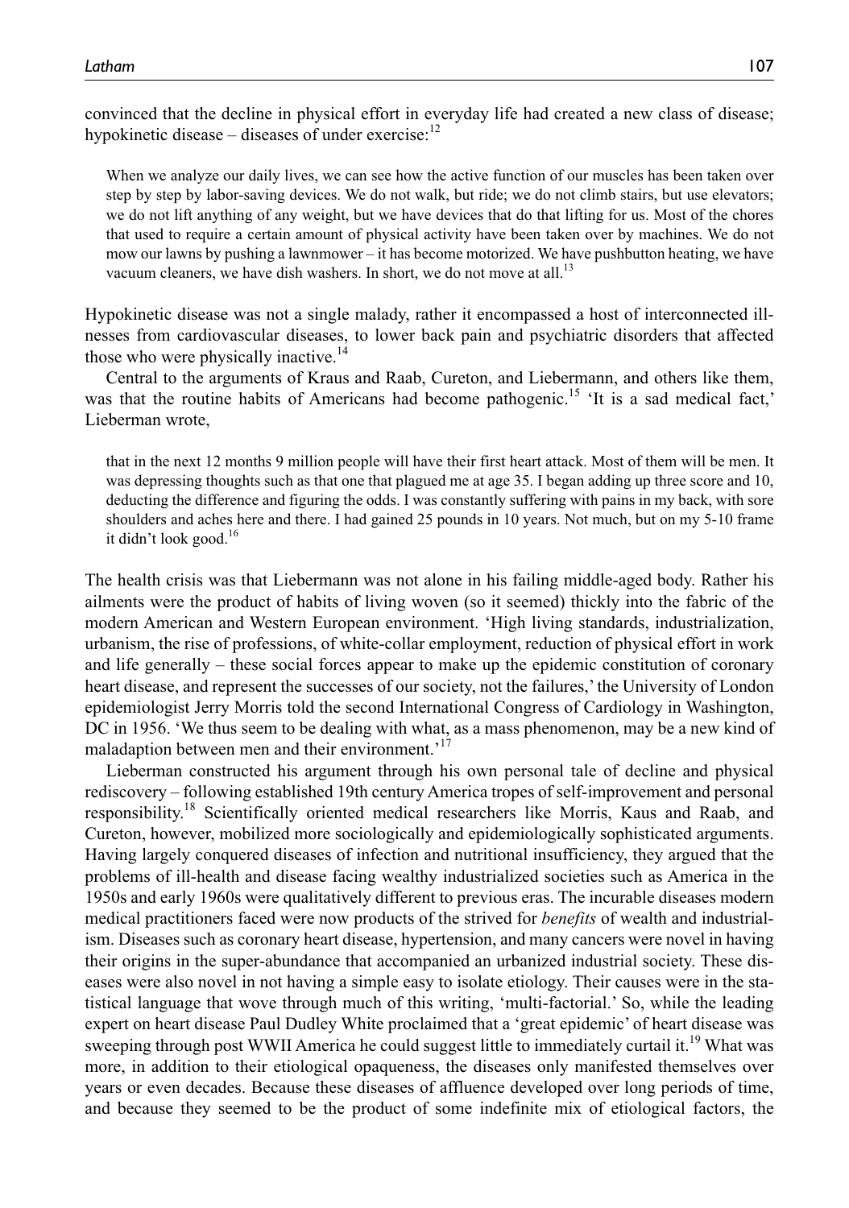convinced that the decline in physical effort in everyday life had created a new class of disease; hypokinetic disease – diseases of under exercise:[12]

> When we analyze our daily lives, we can see how the active function of our muscles has been taken over step by step by labor-saving devices. We do not walk, but ride; we do not climb stairs, but use elevators; we do not lift anything of any weight, but we have devices that do that lifting for us. Most of the chores that used to require a certain amount of physical activity have been taken over by machines. We do not mow our lawns by pushing a lawnmower – it has become motorized. We have pushbutton heating, we have vacuum cleaners, we have dish washers. In short, we do not move at all.[13]

Hypokinetic disease was not a single malady, rather it encompassed a host of interconnected illnesses from cardiovascular diseases, to lower back pain and psychiatric disorders that affected those who were physically inactive.[14]

Central to the arguments of Kraus and Raab, Cureton, and Liebermann, and others like them, was that the routine habits of Americans had become pathogenic.[15] 'It is a sad medical fact,' Lieberman wrote,

> that in the next 12 months 9 million people will have their first heart attack. Most of them will be men. It was depressing thoughts such as that one that plagued me at age 35. I began adding up three score and 10, deducting the difference and figuring the odds. I was constantly suffering with pains in my back, with sore shoulders and aches here and there. I had gained 25 pounds in 10 years. Not much, but on my 5-10 frame it didn't look good.[16]

The health crisis was that Liebermann was not alone in his failing middle-aged body. Rather his ailments were the product of habits of living woven (so it seemed) thickly into the fabric of the modern American and Western European environment. 'High living standards, industrialization, urbanism, the rise of professions, of white-collar employment, reduction of physical effort in work and life generally – these social forces appear to make up the epidemic constitution of coronary heart disease, and represent the successes of our society, not the failures,' the University of London epidemiologist Jerry Morris told the second International Congress of Cardiology in Washington, DC in 1956. 'We thus seem to be dealing with what, as a mass phenomenon, may be a new kind of maladaption between men and their environment.'[17]

Lieberman constructed his argument through his own personal tale of decline and physical rediscovery – following established 19th century America tropes of self-improvement and personal responsibility.[18] Scientifically oriented medical researchers like Morris, Kaus and Raab, and Cureton, however, mobilized more sociologically and epidemiologically sophisticated arguments. Having largely conquered diseases of infection and nutritional insufficiency, they argued that the problems of ill-health and disease facing wealthy industrialized societies such as America in the 1950s and early 1960s were qualitatively different to previous eras. The incurable diseases modern medical practitioners faced were now products of the strived for *benefits* of wealth and industrialism. Diseases such as coronary heart disease, hypertension, and many cancers were novel in having their origins in the super-abundance that accompanied an urbanized industrial society. These diseases were also novel in not having a simple easy to isolate etiology. Their causes were in the statistical language that wove through much of this writing, 'multi-factorial.' So, while the leading expert on heart disease Paul Dudley White proclaimed that a 'great epidemic' of heart disease was sweeping through post WWII America he could suggest little to immediately curtail it.[19] What was more, in addition to their etiological opaqueness, the diseases only manifested themselves over years or even decades. Because these diseases of affluence developed over long periods of time, and because they seemed to be the product of some indefinite mix of etiological factors, the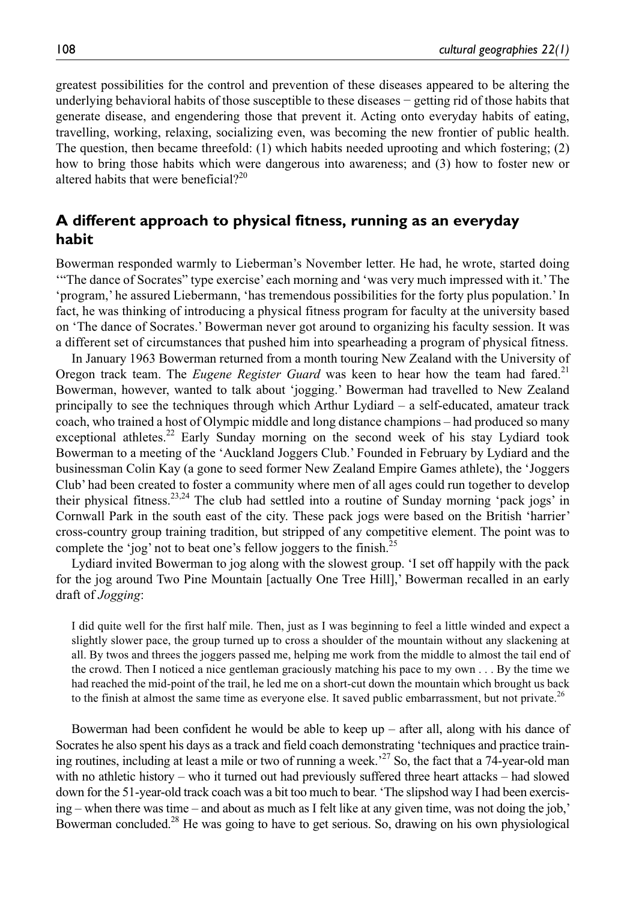greatest possibilities for the control and prevention of these diseases appeared to be altering the underlying behavioral habits of those susceptible to these diseases − getting rid of those habits that generate disease, and engendering those that prevent it. Acting onto everyday habits of eating, travelling, working, relaxing, socializing even, was becoming the new frontier of public health. The question, then became threefold: (1) which habits needed uprooting and which fostering; (2) how to bring those habits which were dangerous into awareness; and (3) how to foster new or altered habits that were beneficial?[20]

## A different approach to physical fitness, running as an everyday habit

Bowerman responded warmly to Lieberman's November letter. He had, he wrote, started doing '"The dance of Socrates" type exercise' each morning and 'was very much impressed with it.' The 'program,' he assured Liebermann, 'has tremendous possibilities for the forty plus population.' In fact, he was thinking of introducing a physical fitness program for faculty at the university based on 'The dance of Socrates.' Bowerman never got around to organizing his faculty session. It was a different set of circumstances that pushed him into spearheading a program of physical fitness.

In January 1963 Bowerman returned from a month touring New Zealand with the University of Oregon track team. The *Eugene Register Guard* was keen to hear how the team had fared.[21] Bowerman, however, wanted to talk about 'jogging.' Bowerman had travelled to New Zealand principally to see the techniques through which Arthur Lydiard – a self-educated, amateur track coach, who trained a host of Olympic middle and long distance champions – had produced so many exceptional athletes.[22] Early Sunday morning on the second week of his stay Lydiard took Bowerman to a meeting of the 'Auckland Joggers Club.' Founded in February by Lydiard and the businessman Colin Kay (a gone to seed former New Zealand Empire Games athlete), the 'Joggers Club' had been created to foster a community where men of all ages could run together to develop their physical fitness.[23,24] The club had settled into a routine of Sunday morning 'pack jogs' in Cornwall Park in the south east of the city. These pack jogs were based on the British 'harrier' cross-country group training tradition, but stripped of any competitive element. The point was to complete the 'jog' not to beat one's fellow joggers to the finish.[25]

Lydiard invited Bowerman to jog along with the slowest group. 'I set off happily with the pack for the jog around Two Pine Mountain [actually One Tree Hill],' Bowerman recalled in an early draft of *Jogging*:

> I did quite well for the first half mile. Then, just as I was beginning to feel a little winded and expect a slightly slower pace, the group turned up to cross a shoulder of the mountain without any slackening at all. By twos and threes the joggers passed me, helping me work from the middle to almost the tail end of the crowd. Then I noticed a nice gentleman graciously matching his pace to my own . . . By the time we had reached the mid-point of the trail, he led me on a short-cut down the mountain which brought us back to the finish at almost the same time as everyone else. It saved public embarrassment, but not private.[26]

Bowerman had been confident he would be able to keep up – after all, along with his dance of Socrates he also spent his days as a track and field coach demonstrating 'techniques and practice training routines, including at least a mile or two of running a week.'[27] So, the fact that a 74-year-old man with no athletic history – who it turned out had previously suffered three heart attacks – had slowed down for the 51-year-old track coach was a bit too much to bear. 'The slipshod way I had been exercising – when there was time – and about as much as I felt like at any given time, was not doing the job,' Bowerman concluded.[28] He was going to have to get serious. So, drawing on his own physiological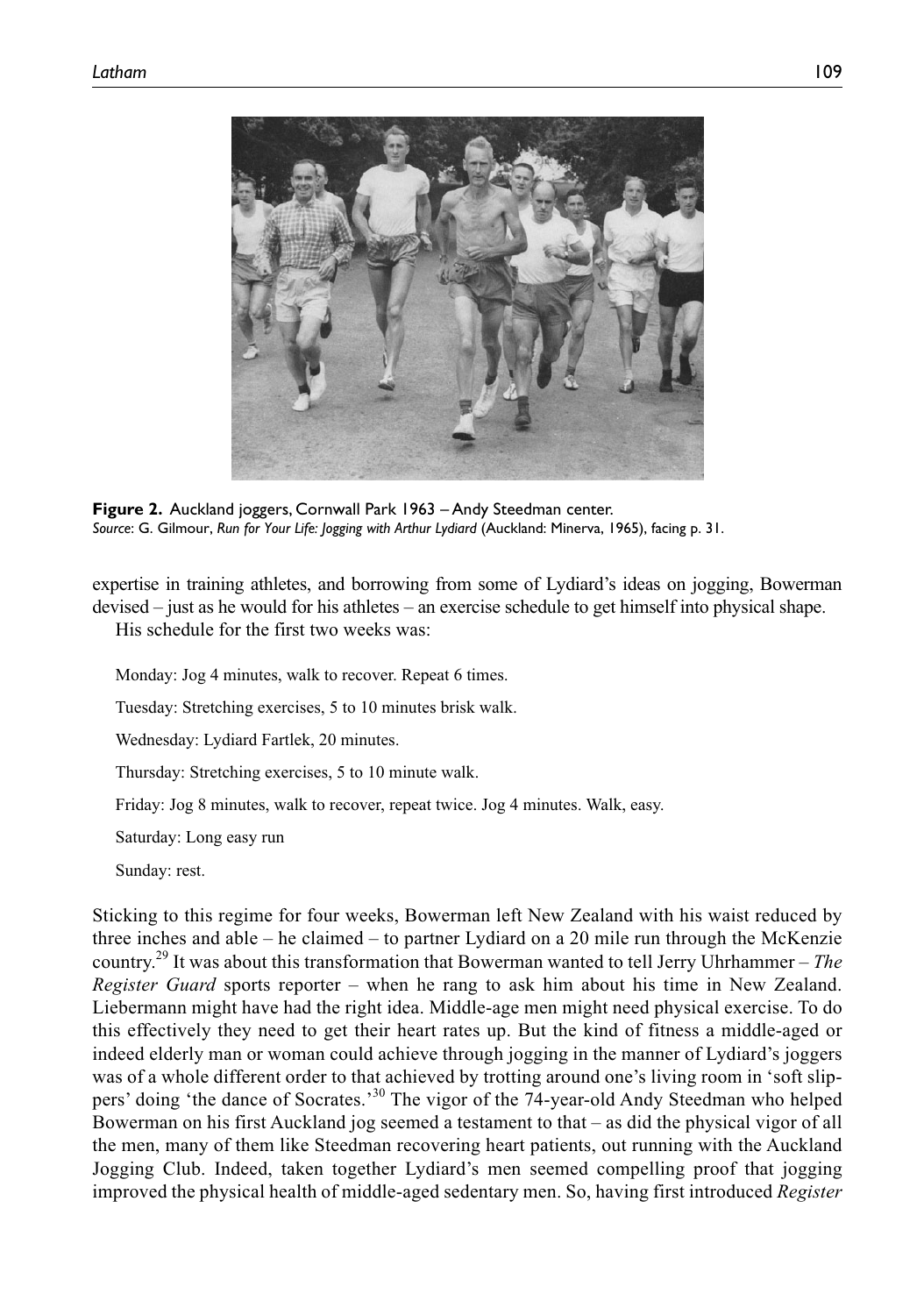**Figure 2.** Auckland joggers, Cornwall Park 1963 – Andy Steedman center.
*Source*: G. Gilmour, *Run for Your Life: Jogging with Arthur Lydiard* (Auckland: Minerva, 1965), facing p. 31.

expertise in training athletes, and borrowing from some of Lydiard's ideas on jogging, Bowerman devised – just as he would for his athletes – an exercise schedule to get himself into physical shape.

His schedule for the first two weeks was:

Monday: Jog 4 minutes, walk to recover. Repeat 6 times.

Tuesday: Stretching exercises, 5 to 10 minutes brisk walk.

Wednesday: Lydiard Fartlek, 20 minutes.

Thursday: Stretching exercises, 5 to 10 minute walk.

Friday: Jog 8 minutes, walk to recover, repeat twice. Jog 4 minutes. Walk, easy.

Saturday: Long easy run

Sunday: rest.

Sticking to this regime for four weeks, Bowerman left New Zealand with his waist reduced by three inches and able – he claimed – to partner Lydiard on a 20 mile run through the McKenzie country.[29] It was about this transformation that Bowerman wanted to tell Jerry Uhrhammer – *The Register Guard* sports reporter – when he rang to ask him about his time in New Zealand. Liebermann might have had the right idea. Middle-age men might need physical exercise. To do this effectively they need to get their heart rates up. But the kind of fitness a middle-aged or indeed elderly man or woman could achieve through jogging in the manner of Lydiard's joggers was of a whole different order to that achieved by trotting around one's living room in 'soft slippers' doing 'the dance of Socrates.'[30] The vigor of the 74-year-old Andy Steedman who helped Bowerman on his first Auckland jog seemed a testament to that – as did the physical vigor of all the men, many of them like Steedman recovering heart patients, out running with the Auckland Jogging Club. Indeed, taken together Lydiard's men seemed compelling proof that jogging improved the physical health of middle-aged sedentary men. So, having first introduced *Register*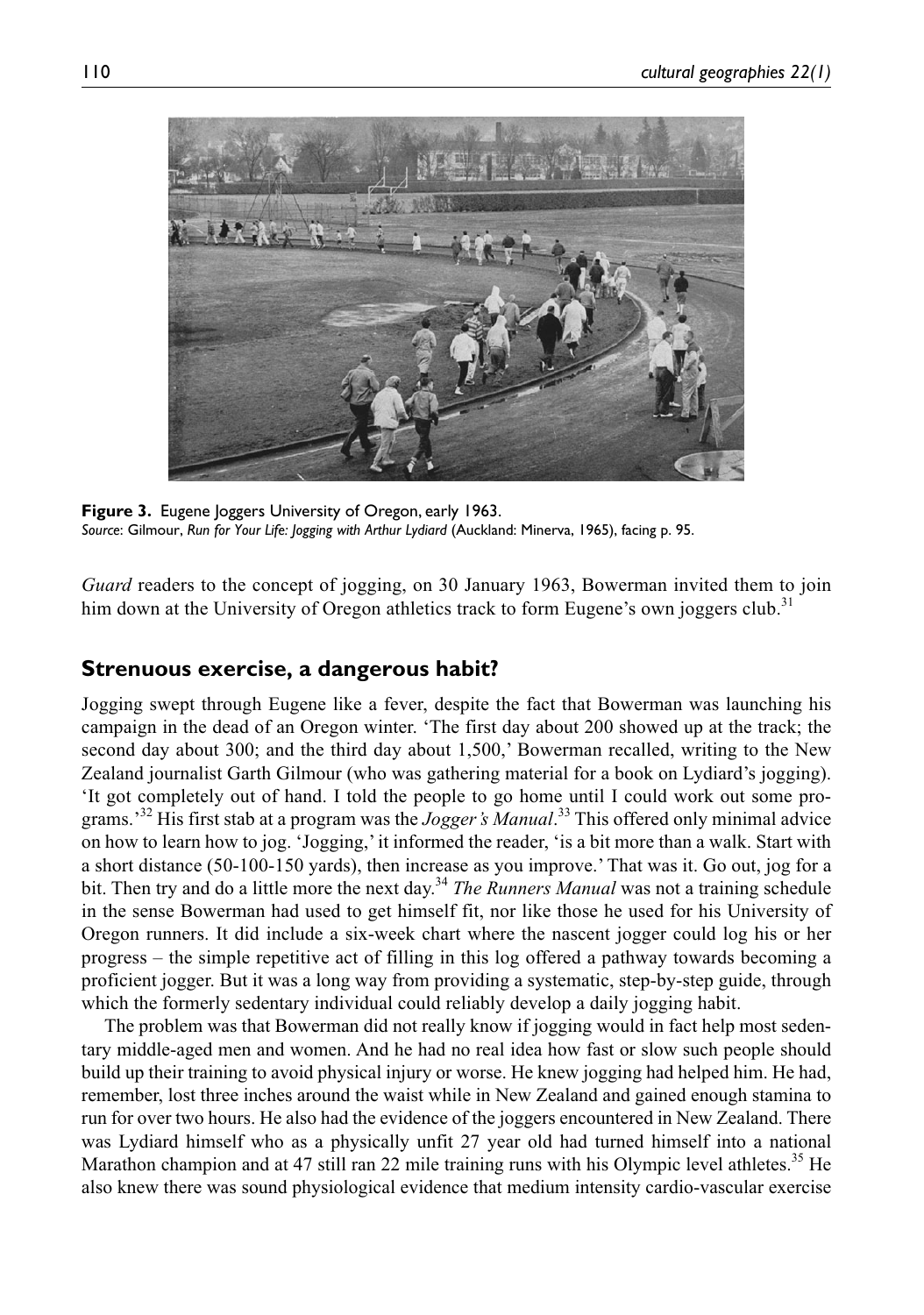**Figure 3.** Eugene Joggers University of Oregon, early 1963.
*Source*: Gilmour, *Run for Your Life: Jogging with Arthur Lydiard* (Auckland: Minerva, 1965), facing p. 95.

*Guard* readers to the concept of jogging, on 30 January 1963, Bowerman invited them to join him down at the University of Oregon athletics track to form Eugene's own joggers club.[31]

## Strenuous exercise, a dangerous habit?

Jogging swept through Eugene like a fever, despite the fact that Bowerman was launching his campaign in the dead of an Oregon winter. 'The first day about 200 showed up at the track; the second day about 300; and the third day about 1,500,' Bowerman recalled, writing to the New Zealand journalist Garth Gilmour (who was gathering material for a book on Lydiard's jogging). 'It got completely out of hand. I told the people to go home until I could work out some programs.'[32] His first stab at a program was the *Jogger's Manual*.[33] This offered only minimal advice on how to learn how to jog. 'Jogging,' it informed the reader, 'is a bit more than a walk. Start with a short distance (50-100-150 yards), then increase as you improve.' That was it. Go out, jog for a bit. Then try and do a little more the next day.[34] *The Runners Manual* was not a training schedule in the sense Bowerman had used to get himself fit, nor like those he used for his University of Oregon runners. It did include a six-week chart where the nascent jogger could log his or her progress – the simple repetitive act of filling in this log offered a pathway towards becoming a proficient jogger. But it was a long way from providing a systematic, step-by-step guide, through which the formerly sedentary individual could reliably develop a daily jogging habit.

The problem was that Bowerman did not really know if jogging would in fact help most sedentary middle-aged men and women. And he had no real idea how fast or slow such people should build up their training to avoid physical injury or worse. He knew jogging had helped him. He had, remember, lost three inches around the waist while in New Zealand and gained enough stamina to run for over two hours. He also had the evidence of the joggers encountered in New Zealand. There was Lydiard himself who as a physically unfit 27 year old had turned himself into a national Marathon champion and at 47 still ran 22 mile training runs with his Olympic level athletes.[35] He also knew there was sound physiological evidence that medium intensity cardio-vascular exercise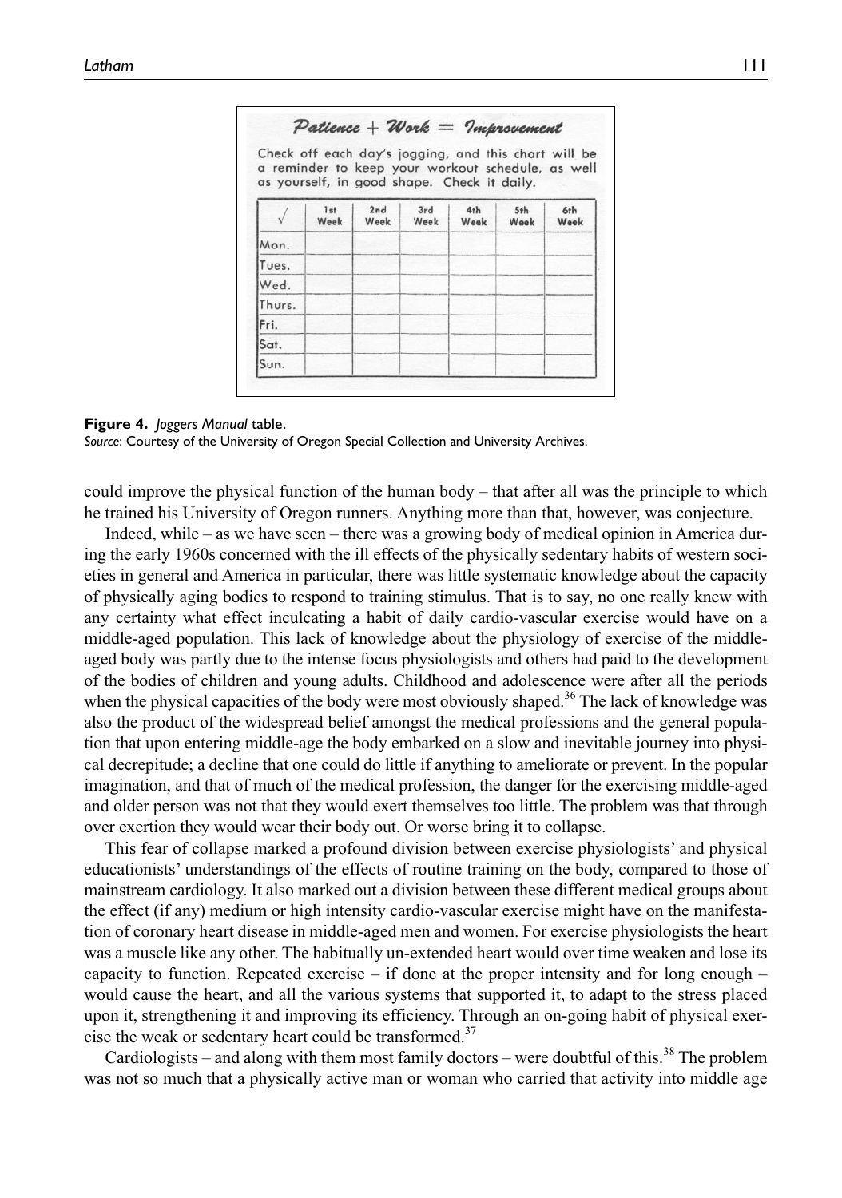*Patience + Work = Improvement*

Check off each day's jogging, and this chart will be a reminder to keep your workout schedule, as well as yourself, in good shape. Check it daily.

| √ | 1st Week | 2nd Week | 3rd Week | 4th Week | 5th Week | 6th Week |
|---|---|---|---|---|---|---|
| Mon. | | | | | | |
| Tues. | | | | | | |
| Wed. | | | | | | |
| Thurs. | | | | | | |
| Fri. | | | | | | |
| Sat. | | | | | | |
| Sun. | | | | | | |

**Figure 4.** *Joggers Manual* table.
*Source*: Courtesy of the University of Oregon Special Collection and University Archives.

could improve the physical function of the human body – that after all was the principle to which he trained his University of Oregon runners. Anything more than that, however, was conjecture.

Indeed, while – as we have seen – there was a growing body of medical opinion in America during the early 1960s concerned with the ill effects of the physically sedentary habits of western societies in general and America in particular, there was little systematic knowledge about the capacity of physically aging bodies to respond to training stimulus. That is to say, no one really knew with any certainty what effect inculcating a habit of daily cardio-vascular exercise would have on a middle-aged population. This lack of knowledge about the physiology of exercise of the middle-aged body was partly due to the intense focus physiologists and others had paid to the development of the bodies of children and young adults. Childhood and adolescence were after all the periods when the physical capacities of the body were most obviously shaped.[36] The lack of knowledge was also the product of the widespread belief amongst the medical professions and the general population that upon entering middle-age the body embarked on a slow and inevitable journey into physical decrepitude; a decline that one could do little if anything to ameliorate or prevent. In the popular imagination, and that of much of the medical profession, the danger for the exercising middle-aged and older person was not that they would exert themselves too little. The problem was that through over exertion they would wear their body out. Or worse bring it to collapse.

This fear of collapse marked a profound division between exercise physiologists' and physical educationists' understandings of the effects of routine training on the body, compared to those of mainstream cardiology. It also marked out a division between these different medical groups about the effect (if any) medium or high intensity cardio-vascular exercise might have on the manifestation of coronary heart disease in middle-aged men and women. For exercise physiologists the heart was a muscle like any other. The habitually un-extended heart would over time weaken and lose its capacity to function. Repeated exercise – if done at the proper intensity and for long enough – would cause the heart, and all the various systems that supported it, to adapt to the stress placed upon it, strengthening it and improving its efficiency. Through an on-going habit of physical exercise the weak or sedentary heart could be transformed.[37]

Cardiologists – and along with them most family doctors – were doubtful of this.[38] The problem was not so much that a physically active man or woman who carried that activity into middle age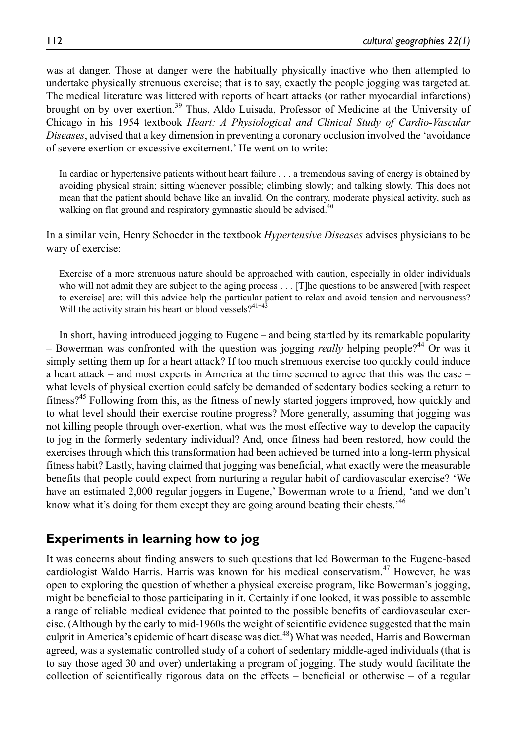was at danger. Those at danger were the habitually physically inactive who then attempted to undertake physically strenuous exercise; that is to say, exactly the people jogging was targeted at. The medical literature was littered with reports of heart attacks (or rather myocardial infarctions) brought on by over exertion.[39] Thus, Aldo Luisada, Professor of Medicine at the University of Chicago in his 1954 textbook *Heart: A Physiological and Clinical Study of Cardio-Vascular Diseases*, advised that a key dimension in preventing a coronary occlusion involved the 'avoidance of severe exertion or excessive excitement.' He went on to write:

> In cardiac or hypertensive patients without heart failure . . . a tremendous saving of energy is obtained by avoiding physical strain; sitting whenever possible; climbing slowly; and talking slowly. This does not mean that the patient should behave like an invalid. On the contrary, moderate physical activity, such as walking on flat ground and respiratory gymnastic should be advised.[40]

In a similar vein, Henry Schoeder in the textbook *Hypertensive Diseases* advises physicians to be wary of exercise:

> Exercise of a more strenuous nature should be approached with caution, especially in older individuals who will not admit they are subject to the aging process . . . [T]he questions to be answered [with respect to exercise] are: will this advice help the particular patient to relax and avoid tension and nervousness? Will the activity strain his heart or blood vessels?[41–43]

In short, having introduced jogging to Eugene – and being startled by its remarkable popularity – Bowerman was confronted with the question was jogging *really* helping people?[44] Or was it simply setting them up for a heart attack? If too much strenuous exercise too quickly could induce a heart attack – and most experts in America at the time seemed to agree that this was the case – what levels of physical exertion could safely be demanded of sedentary bodies seeking a return to fitness?[45] Following from this, as the fitness of newly started joggers improved, how quickly and to what level should their exercise routine progress? More generally, assuming that jogging was not killing people through over-exertion, what was the most effective way to develop the capacity to jog in the formerly sedentary individual? And, once fitness had been restored, how could the exercises through which this transformation had been achieved be turned into a long-term physical fitness habit? Lastly, having claimed that jogging was beneficial, what exactly were the measurable benefits that people could expect from nurturing a regular habit of cardiovascular exercise? 'We have an estimated 2,000 regular joggers in Eugene,' Bowerman wrote to a friend, 'and we don't know what it's doing for them except they are going around beating their chests.'[46]

## Experiments in learning how to jog

It was concerns about finding answers to such questions that led Bowerman to the Eugene-based cardiologist Waldo Harris. Harris was known for his medical conservatism.[47] However, he was open to exploring the question of whether a physical exercise program, like Bowerman's jogging, might be beneficial to those participating in it. Certainly if one looked, it was possible to assemble a range of reliable medical evidence that pointed to the possible benefits of cardiovascular exercise. (Although by the early to mid-1960s the weight of scientific evidence suggested that the main culprit in America's epidemic of heart disease was diet.[48]) What was needed, Harris and Bowerman agreed, was a systematic controlled study of a cohort of sedentary middle-aged individuals (that is to say those aged 30 and over) undertaking a program of jogging. The study would facilitate the collection of scientifically rigorous data on the effects – beneficial or otherwise – of a regular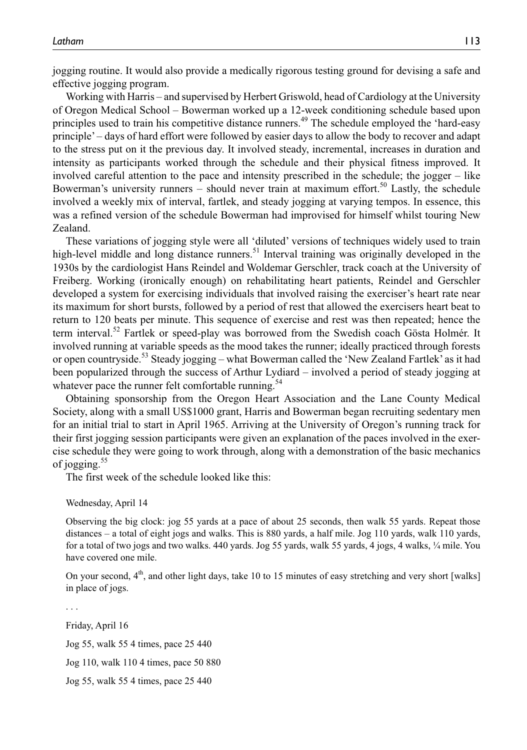jogging routine. It would also provide a medically rigorous testing ground for devising a safe and effective jogging program.

Working with Harris – and supervised by Herbert Griswold, head of Cardiology at the University of Oregon Medical School – Bowerman worked up a 12-week conditioning schedule based upon principles used to train his competitive distance runners.[49] The schedule employed the 'hard-easy principle' – days of hard effort were followed by easier days to allow the body to recover and adapt to the stress put on it the previous day. It involved steady, incremental, increases in duration and intensity as participants worked through the schedule and their physical fitness improved. It involved careful attention to the pace and intensity prescribed in the schedule; the jogger – like Bowerman's university runners – should never train at maximum effort.[50] Lastly, the schedule involved a weekly mix of interval, fartlek, and steady jogging at varying tempos. In essence, this was a refined version of the schedule Bowerman had improvised for himself whilst touring New Zealand.

These variations of jogging style were all 'diluted' versions of techniques widely used to train high-level middle and long distance runners.[51] Interval training was originally developed in the 1930s by the cardiologist Hans Reindel and Woldemar Gerschler, track coach at the University of Freiberg. Working (ironically enough) on rehabilitating heart patients, Reindel and Gerschler developed a system for exercising individuals that involved raising the exerciser's heart rate near its maximum for short bursts, followed by a period of rest that allowed the exercisers heart beat to return to 120 beats per minute. This sequence of exercise and rest was then repeated; hence the term interval.[52] Fartlek or speed-play was borrowed from the Swedish coach Gösta Holmér. It involved running at variable speeds as the mood takes the runner; ideally practiced through forests or open countryside.[53] Steady jogging – what Bowerman called the 'New Zealand Fartlek' as it had been popularized through the success of Arthur Lydiard – involved a period of steady jogging at whatever pace the runner felt comfortable running.[54]

Obtaining sponsorship from the Oregon Heart Association and the Lane County Medical Society, along with a small US$1000 grant, Harris and Bowerman began recruiting sedentary men for an initial trial to start in April 1965. Arriving at the University of Oregon's running track for their first jogging session participants were given an explanation of the paces involved in the exercise schedule they were going to work through, along with a demonstration of the basic mechanics of jogging.[55]

The first week of the schedule looked like this:

> Wednesday, April 14
>
> Observing the big clock: jog 55 yards at a pace of about 25 seconds, then walk 55 yards. Repeat those distances – a total of eight jogs and walks. This is 880 yards, a half mile. Jog 110 yards, walk 110 yards, for a total of two jogs and two walks. 440 yards. Jog 55 yards, walk 55 yards, 4 jogs, 4 walks, ¼ mile. You have covered one mile.
>
> On your second, 4th, and other light days, take 10 to 15 minutes of easy stretching and very short [walks] in place of jogs.
>
> . . .
>
> Friday, April 16
>
> Jog 55, walk 55 4 times, pace 25 440
>
> Jog 110, walk 110 4 times, pace 50 880
>
> Jog 55, walk 55 4 times, pace 25 440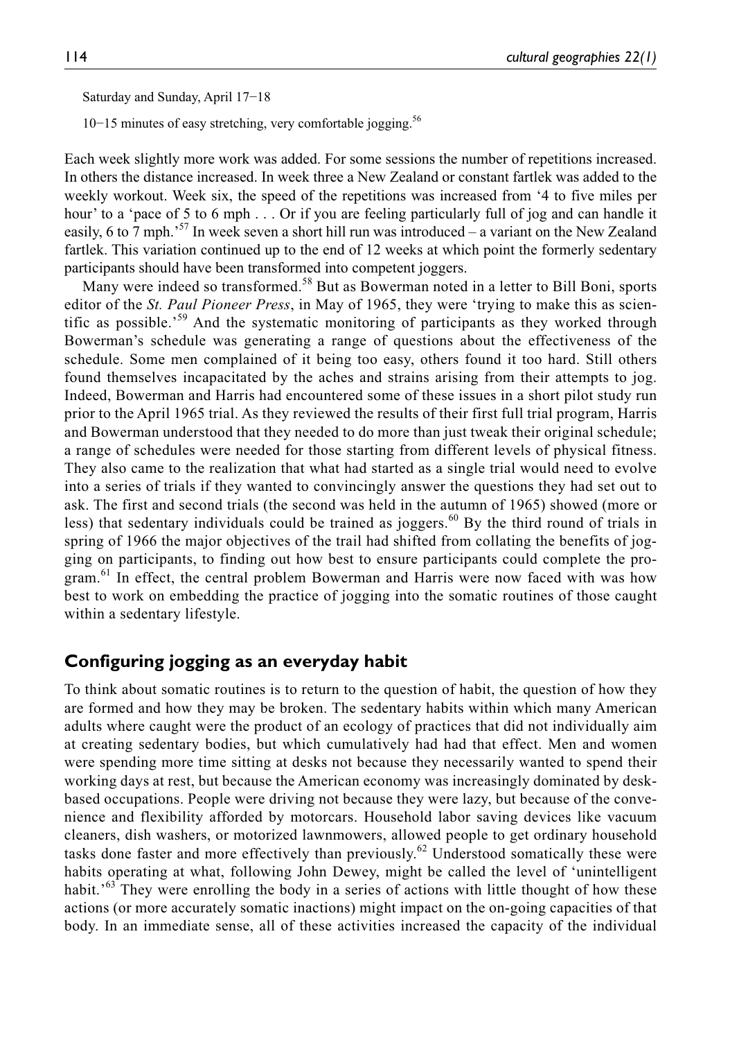Saturday and Sunday, April 17–18

10–15 minutes of easy stretching, very comfortable jogging.[56]

Each week slightly more work was added. For some sessions the number of repetitions increased. In others the distance increased. In week three a New Zealand or constant fartlek was added to the weekly workout. Week six, the speed of the repetitions was increased from '4 to five miles per hour' to a 'pace of 5 to 6 mph . . . Or if you are feeling particularly full of jog and can handle it easily, 6 to 7 mph.'[57] In week seven a short hill run was introduced – a variant on the New Zealand fartlek. This variation continued up to the end of 12 weeks at which point the formerly sedentary participants should have been transformed into competent joggers.

Many were indeed so transformed.[58] But as Bowerman noted in a letter to Bill Boni, sports editor of the *St. Paul Pioneer Press*, in May of 1965, they were 'trying to make this as scientific as possible.'[59] And the systematic monitoring of participants as they worked through Bowerman's schedule was generating a range of questions about the effectiveness of the schedule. Some men complained of it being too easy, others found it too hard. Still others found themselves incapacitated by the aches and strains arising from their attempts to jog. Indeed, Bowerman and Harris had encountered some of these issues in a short pilot study run prior to the April 1965 trial. As they reviewed the results of their first full trial program, Harris and Bowerman understood that they needed to do more than just tweak their original schedule; a range of schedules were needed for those starting from different levels of physical fitness. They also came to the realization that what had started as a single trial would need to evolve into a series of trials if they wanted to convincingly answer the questions they had set out to ask. The first and second trials (the second was held in the autumn of 1965) showed (more or less) that sedentary individuals could be trained as joggers.[60] By the third round of trials in spring of 1966 the major objectives of the trail had shifted from collating the benefits of jogging on participants, to finding out how best to ensure participants could complete the program.[61] In effect, the central problem Bowerman and Harris were now faced with was how best to work on embedding the practice of jogging into the somatic routines of those caught within a sedentary lifestyle.

## Configuring jogging as an everyday habit

To think about somatic routines is to return to the question of habit, the question of how they are formed and how they may be broken. The sedentary habits within which many American adults where caught were the product of an ecology of practices that did not individually aim at creating sedentary bodies, but which cumulatively had had that effect. Men and women were spending more time sitting at desks not because they necessarily wanted to spend their working days at rest, but because the American economy was increasingly dominated by desk-based occupations. People were driving not because they were lazy, but because of the convenience and flexibility afforded by motorcars. Household labor saving devices like vacuum cleaners, dish washers, or motorized lawnmowers, allowed people to get ordinary household tasks done faster and more effectively than previously.[62] Understood somatically these were habits operating at what, following John Dewey, might be called the level of 'unintelligent habit.'[63] They were enrolling the body in a series of actions with little thought of how these actions (or more accurately somatic inactions) might impact on the on-going capacities of that body. In an immediate sense, all of these activities increased the capacity of the individual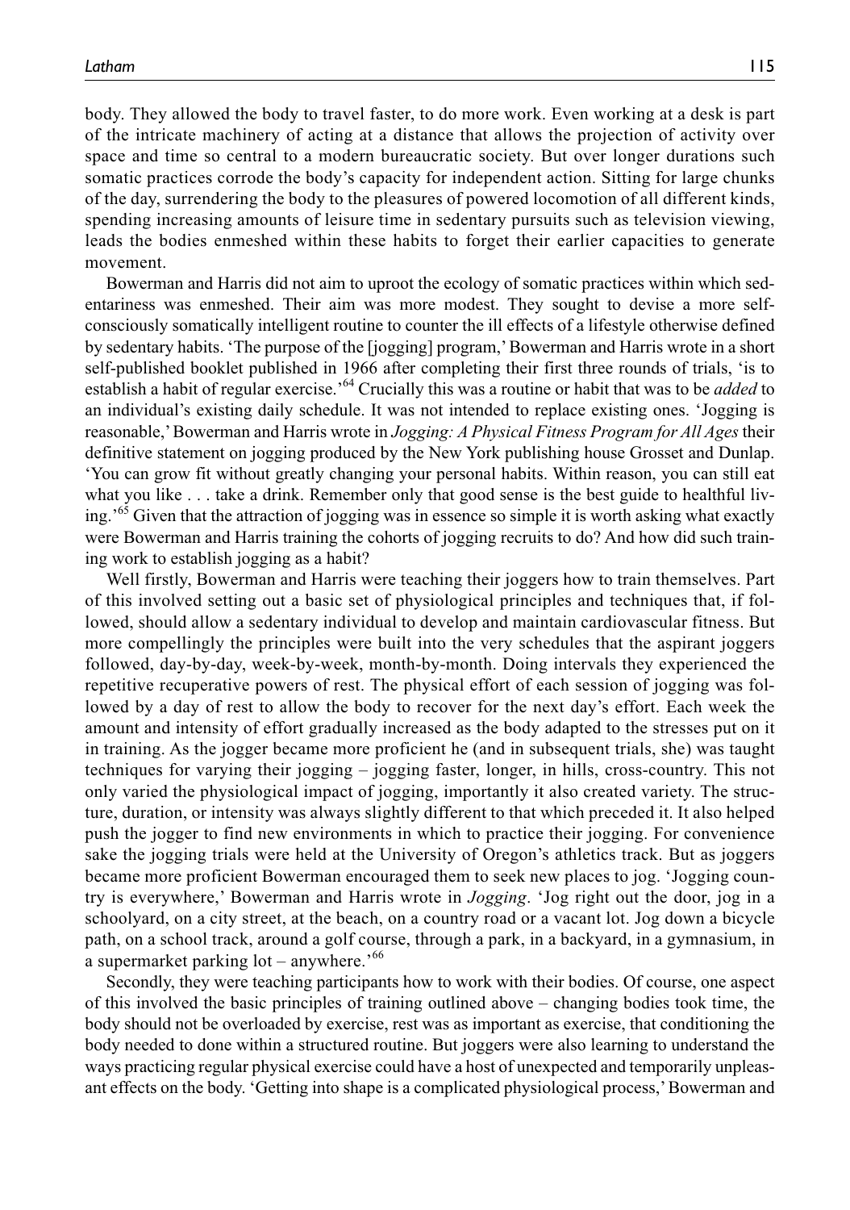body. They allowed the body to travel faster, to do more work. Even working at a desk is part of the intricate machinery of acting at a distance that allows the projection of activity over space and time so central to a modern bureaucratic society. But over longer durations such somatic practices corrode the body's capacity for independent action. Sitting for large chunks of the day, surrendering the body to the pleasures of powered locomotion of all different kinds, spending increasing amounts of leisure time in sedentary pursuits such as television viewing, leads the bodies enmeshed within these habits to forget their earlier capacities to generate movement.

Bowerman and Harris did not aim to uproot the ecology of somatic practices within which sedentariness was enmeshed. Their aim was more modest. They sought to devise a more self-consciously somatically intelligent routine to counter the ill effects of a lifestyle otherwise defined by sedentary habits. 'The purpose of the [jogging] program,' Bowerman and Harris wrote in a short self-published booklet published in 1966 after completing their first three rounds of trials, 'is to establish a habit of regular exercise.'[64] Crucially this was a routine or habit that was to be *added* to an individual's existing daily schedule. It was not intended to replace existing ones. 'Jogging is reasonable,' Bowerman and Harris wrote in *Jogging: A Physical Fitness Program for All Ages* their definitive statement on jogging produced by the New York publishing house Grosset and Dunlap. 'You can grow fit without greatly changing your personal habits. Within reason, you can still eat what you like . . . take a drink. Remember only that good sense is the best guide to healthful living.'[65] Given that the attraction of jogging was in essence so simple it is worth asking what exactly were Bowerman and Harris training the cohorts of jogging recruits to do? And how did such training work to establish jogging as a habit?

Well firstly, Bowerman and Harris were teaching their joggers how to train themselves. Part of this involved setting out a basic set of physiological principles and techniques that, if followed, should allow a sedentary individual to develop and maintain cardiovascular fitness. But more compellingly the principles were built into the very schedules that the aspirant joggers followed, day-by-day, week-by-week, month-by-month. Doing intervals they experienced the repetitive recuperative powers of rest. The physical effort of each session of jogging was followed by a day of rest to allow the body to recover for the next day's effort. Each week the amount and intensity of effort gradually increased as the body adapted to the stresses put on it in training. As the jogger became more proficient he (and in subsequent trials, she) was taught techniques for varying their jogging – jogging faster, longer, in hills, cross-country. This not only varied the physiological impact of jogging, importantly it also created variety. The structure, duration, or intensity was always slightly different to that which preceded it. It also helped push the jogger to find new environments in which to practice their jogging. For convenience sake the jogging trials were held at the University of Oregon's athletics track. But as joggers became more proficient Bowerman encouraged them to seek new places to jog. 'Jogging country is everywhere,' Bowerman and Harris wrote in *Jogging*. 'Jog right out the door, jog in a schoolyard, on a city street, at the beach, on a country road or a vacant lot. Jog down a bicycle path, on a school track, around a golf course, through a park, in a backyard, in a gymnasium, in a supermarket parking lot – anywhere.'[66]

Secondly, they were teaching participants how to work with their bodies. Of course, one aspect of this involved the basic principles of training outlined above – changing bodies took time, the body should not be overloaded by exercise, rest was as important as exercise, that conditioning the body needed to done within a structured routine. But joggers were also learning to understand the ways practicing regular physical exercise could have a host of unexpected and temporarily unpleasant effects on the body. 'Getting into shape is a complicated physiological process,' Bowerman and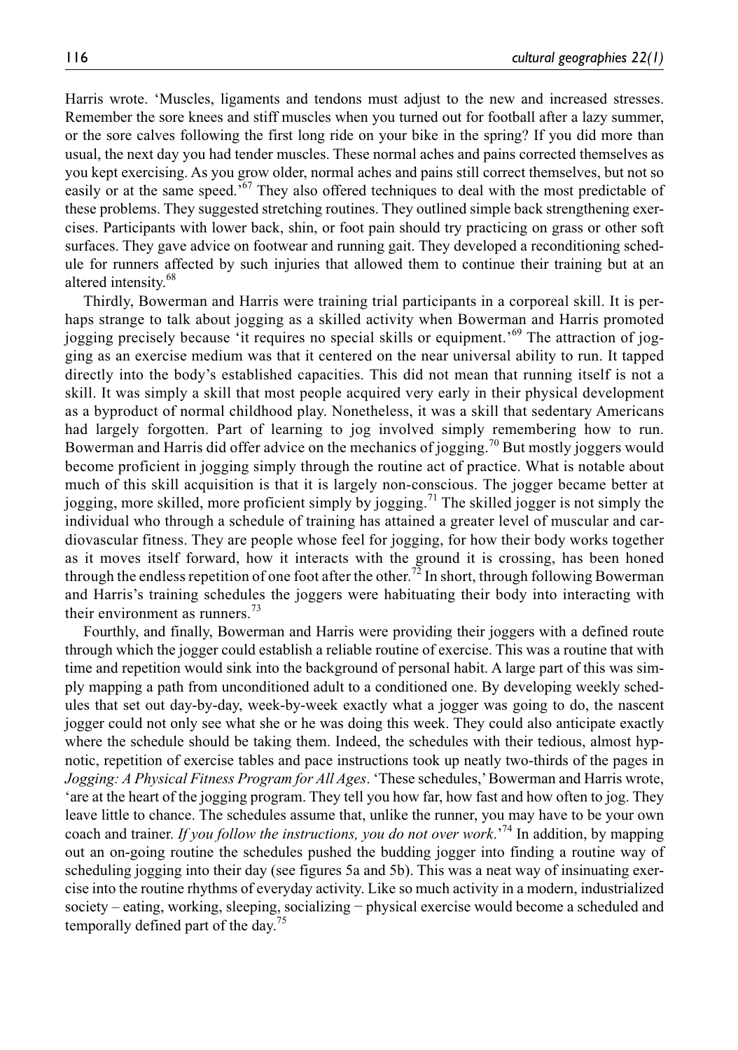Harris wrote. 'Muscles, ligaments and tendons must adjust to the new and increased stresses. Remember the sore knees and stiff muscles when you turned out for football after a lazy summer, or the sore calves following the first long ride on your bike in the spring? If you did more than usual, the next day you had tender muscles. These normal aches and pains corrected themselves as you kept exercising. As you grow older, normal aches and pains still correct themselves, but not so easily or at the same speed.'[67] They also offered techniques to deal with the most predictable of these problems. They suggested stretching routines. They outlined simple back strengthening exercises. Participants with lower back, shin, or foot pain should try practicing on grass or other soft surfaces. They gave advice on footwear and running gait. They developed a reconditioning schedule for runners affected by such injuries that allowed them to continue their training but at an altered intensity.[68]

Thirdly, Bowerman and Harris were training trial participants in a corporeal skill. It is perhaps strange to talk about jogging as a skilled activity when Bowerman and Harris promoted jogging precisely because 'it requires no special skills or equipment.'[69] The attraction of jogging as an exercise medium was that it centered on the near universal ability to run. It tapped directly into the body's established capacities. This did not mean that running itself is not a skill. It was simply a skill that most people acquired very early in their physical development as a byproduct of normal childhood play. Nonetheless, it was a skill that sedentary Americans had largely forgotten. Part of learning to jog involved simply remembering how to run. Bowerman and Harris did offer advice on the mechanics of jogging.[70] But mostly joggers would become proficient in jogging simply through the routine act of practice. What is notable about much of this skill acquisition is that it is largely non-conscious. The jogger became better at jogging, more skilled, more proficient simply by jogging.[71] The skilled jogger is not simply the individual who through a schedule of training has attained a greater level of muscular and cardiovascular fitness. They are people whose feel for jogging, for how their body works together as it moves itself forward, how it interacts with the ground it is crossing, has been honed through the endless repetition of one foot after the other.[72] In short, through following Bowerman and Harris's training schedules the joggers were habituating their body into interacting with their environment as runners.[73]

Fourthly, and finally, Bowerman and Harris were providing their joggers with a defined route through which the jogger could establish a reliable routine of exercise. This was a routine that with time and repetition would sink into the background of personal habit. A large part of this was simply mapping a path from unconditioned adult to a conditioned one. By developing weekly schedules that set out day-by-day, week-by-week exactly what a jogger was going to do, the nascent jogger could not only see what she or he was doing this week. They could also anticipate exactly where the schedule should be taking them. Indeed, the schedules with their tedious, almost hypnotic, repetition of exercise tables and pace instructions took up neatly two-thirds of the pages in *Jogging: A Physical Fitness Program for All Ages*. 'These schedules,' Bowerman and Harris wrote, 'are at the heart of the jogging program. They tell you how far, how fast and how often to jog. They leave little to chance. The schedules assume that, unlike the runner, you may have to be your own coach and trainer. *If you follow the instructions, you do not over work*.'[74] In addition, by mapping out an on-going routine the schedules pushed the budding jogger into finding a routine way of scheduling jogging into their day (see figures 5a and 5b). This was a neat way of insinuating exercise into the routine rhythms of everyday activity. Like so much activity in a modern, industrialized society – eating, working, sleeping, socializing − physical exercise would become a scheduled and temporally defined part of the day.[75]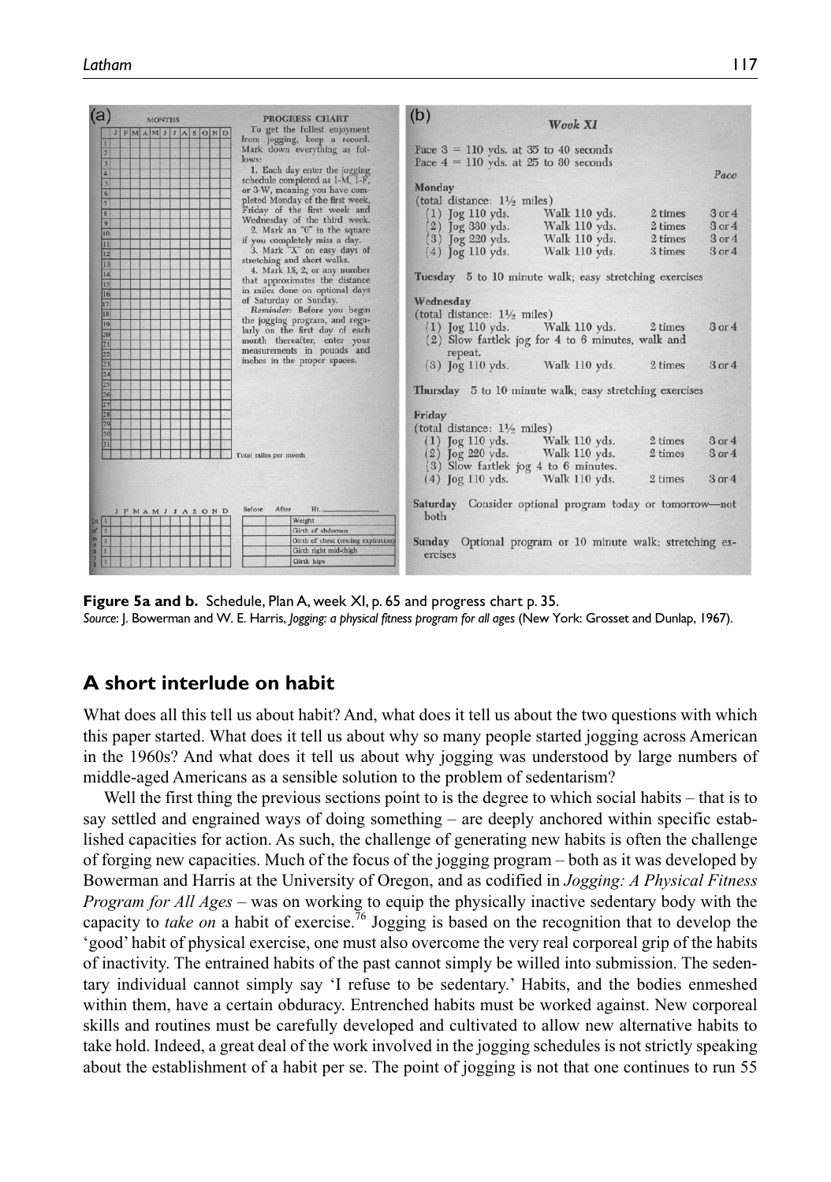(a)

MONTHS

J F M A M J J A S O N D

1–31

Total miles per month

PROGRESS CHART

To get the fullest enjoyment from jogging, keep a record. Mark down everything as follows:

1. Each day enter the jogging schedule completed as 1-M, 1-F, or 3-W, meaning you have completed Monday of the first week, Friday of the first week and Wednesday of the third week.
2. Mark an "0" in the square if you completely miss a day.
3. Mark "X" on easy days of stretching and short walks.
4. Mark 1½, 2, or any number that approximates the distance in miles done on optional days of Saturday or Sunday.

*Reminder:* Before you begin the jogging program, and regularly on the first day of each month thereafter, enter your measurements in pounds and inches in the proper spaces.

| J F M A M J J A S O N D | Before | After | Ht. ______ |
|---|---|---|---|
| 1st of month | | | Weight |
| | | | Girth of abdomen |
| | | | Girth of chest (resting expiration) |
| | | | Girth right mid-thigh |
| | | | Girth hips |

(b)

*Week XI*

Pace 3 = 110 yds. at 35 to 40 seconds
Pace 4 = 110 yds. at 25 to 30 seconds

| | | | *Pace* |
|---|---|---|---|
| **Monday** (total distance: 1½ miles) | | | |
| (1) Jog 110 yds. | Walk 110 yds. | 2 times | 3 or 4 |
| (2) Jog 330 yds. | Walk 110 yds. | 2 times | 3 or 4 |
| (3) Jog 220 yds. | Walk 110 yds. | 2 times | 3 or 4 |
| (4) Jog 110 yds. | Walk 110 yds. | 3 times | 3 or 4 |

**Tuesday** 5 to 10 minute walk; easy stretching exercises

| | | | |
|---|---|---|---|
| **Wednesday** (total distance: 1½ miles) | | | |
| (1) Jog 110 yds. | Walk 110 yds. | 2 times | 3 or 4 |
| (2) Slow fartlek jog for 4 to 6 minutes, walk and repeat. | | | |
| (3) Jog 110 yds. | Walk 110 yds. | 2 times | 3 or 4 |

**Thursday** 5 to 10 minute walk; easy stretching exercises

| | | | |
|---|---|---|---|
| **Friday** (total distance: 1½ miles) | | | |
| (1) Jog 110 yds. | Walk 110 yds. | 2 times | 3 or 4 |
| (2) Jog 220 yds. | Walk 110 yds. | 2 times | 3 or 4 |
| (3) Slow fartlek jog 4 to 6 minutes. | | | |
| (4) Jog 110 yds. | Walk 110 yds. | 2 times | 3 or 4 |

**Saturday** Consider optional program today or tomorrow—not both

**Sunday** Optional program or 10 minute walk; stretching exercises

**Figure 5a and b.** Schedule, Plan A, week XI, p. 65 and progress chart p. 35.
*Source*: J. Bowerman and W. E. Harris, *Jogging: a physical fitness program for all ages* (New York: Grosset and Dunlap, 1967).

## A short interlude on habit

What does all this tell us about habit? And, what does it tell us about the two questions with which this paper started. What does it tell us about why so many people started jogging across American in the 1960s? And what does it tell us about why jogging was understood by large numbers of middle-aged Americans as a sensible solution to the problem of sedentarism?

Well the first thing the previous sections point to is the degree to which social habits – that is to say settled and engrained ways of doing something – are deeply anchored within specific established capacities for action. As such, the challenge of generating new habits is often the challenge of forging new capacities. Much of the focus of the jogging program – both as it was developed by Bowerman and Harris at the University of Oregon, and as codified in *Jogging: A Physical Fitness Program for All Ages* – was on working to equip the physically inactive sedentary body with the capacity to *take on* a habit of exercise.[76] Jogging is based on the recognition that to develop the 'good' habit of physical exercise, one must also overcome the very real corporeal grip of the habits of inactivity. The entrained habits of the past cannot simply be willed into submission. The sedentary individual cannot simply say 'I refuse to be sedentary.' Habits, and the bodies enmeshed within them, have a certain obduracy. Entrenched habits must be worked against. New corporeal skills and routines must be carefully developed and cultivated to allow new alternative habits to take hold. Indeed, a great deal of the work involved in the jogging schedules is not strictly speaking about the establishment of a habit per se. The point of jogging is not that one continues to run 55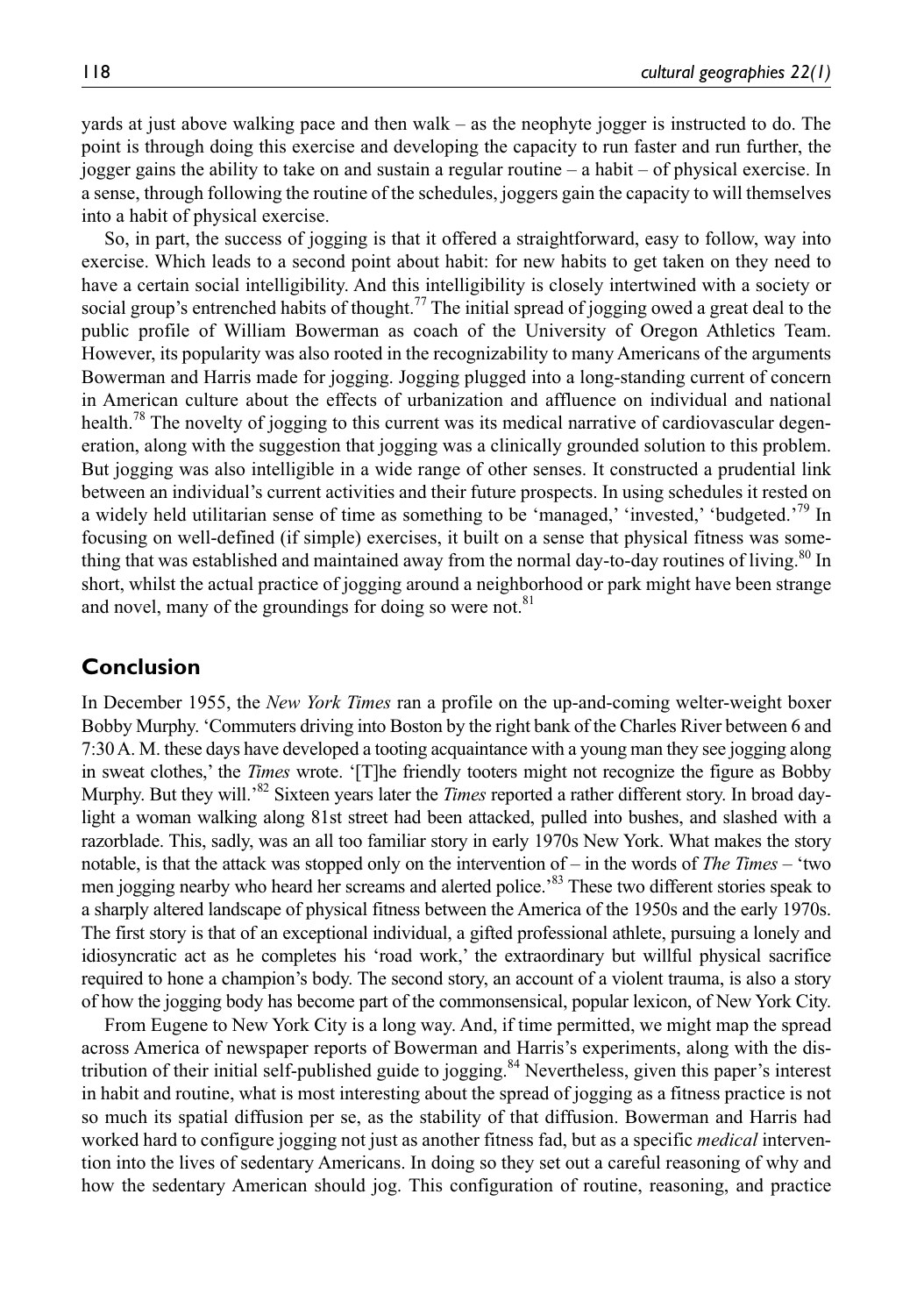yards at just above walking pace and then walk – as the neophyte jogger is instructed to do. The point is through doing this exercise and developing the capacity to run faster and run further, the jogger gains the ability to take on and sustain a regular routine – a habit – of physical exercise. In a sense, through following the routine of the schedules, joggers gain the capacity to will themselves into a habit of physical exercise.

So, in part, the success of jogging is that it offered a straightforward, easy to follow, way into exercise. Which leads to a second point about habit: for new habits to get taken on they need to have a certain social intelligibility. And this intelligibility is closely intertwined with a society or social group's entrenched habits of thought.[77] The initial spread of jogging owed a great deal to the public profile of William Bowerman as coach of the University of Oregon Athletics Team. However, its popularity was also rooted in the recognizability to many Americans of the arguments Bowerman and Harris made for jogging. Jogging plugged into a long-standing current of concern in American culture about the effects of urbanization and affluence on individual and national health.[78] The novelty of jogging to this current was its medical narrative of cardiovascular degeneration, along with the suggestion that jogging was a clinically grounded solution to this problem. But jogging was also intelligible in a wide range of other senses. It constructed a prudential link between an individual's current activities and their future prospects. In using schedules it rested on a widely held utilitarian sense of time as something to be 'managed,' 'invested,' 'budgeted.'[79] In focusing on well-defined (if simple) exercises, it built on a sense that physical fitness was something that was established and maintained away from the normal day-to-day routines of living.[80] In short, whilst the actual practice of jogging around a neighborhood or park might have been strange and novel, many of the groundings for doing so were not.[81]

## Conclusion

In December 1955, the *New York Times* ran a profile on the up-and-coming welter-weight boxer Bobby Murphy. 'Commuters driving into Boston by the right bank of the Charles River between 6 and 7:30 A. M. these days have developed a tooting acquaintance with a young man they see jogging along in sweat clothes,' the *Times* wrote. '[T]he friendly tooters might not recognize the figure as Bobby Murphy. But they will.'[82] Sixteen years later the *Times* reported a rather different story. In broad daylight a woman walking along 81st street had been attacked, pulled into bushes, and slashed with a razorblade. This, sadly, was an all too familiar story in early 1970s New York. What makes the story notable, is that the attack was stopped only on the intervention of – in the words of *The Times* – 'two men jogging nearby who heard her screams and alerted police.'[83] These two different stories speak to a sharply altered landscape of physical fitness between the America of the 1950s and the early 1970s. The first story is that of an exceptional individual, a gifted professional athlete, pursuing a lonely and idiosyncratic act as he completes his 'road work,' the extraordinary but willful physical sacrifice required to hone a champion's body. The second story, an account of a violent trauma, is also a story of how the jogging body has become part of the commonsensical, popular lexicon, of New York City.

From Eugene to New York City is a long way. And, if time permitted, we might map the spread across America of newspaper reports of Bowerman and Harris's experiments, along with the distribution of their initial self-published guide to jogging.[84] Nevertheless, given this paper's interest in habit and routine, what is most interesting about the spread of jogging as a fitness practice is not so much its spatial diffusion per se, as the stability of that diffusion. Bowerman and Harris had worked hard to configure jogging not just as another fitness fad, but as a specific *medical* intervention into the lives of sedentary Americans. In doing so they set out a careful reasoning of why and how the sedentary American should jog. This configuration of routine, reasoning, and practice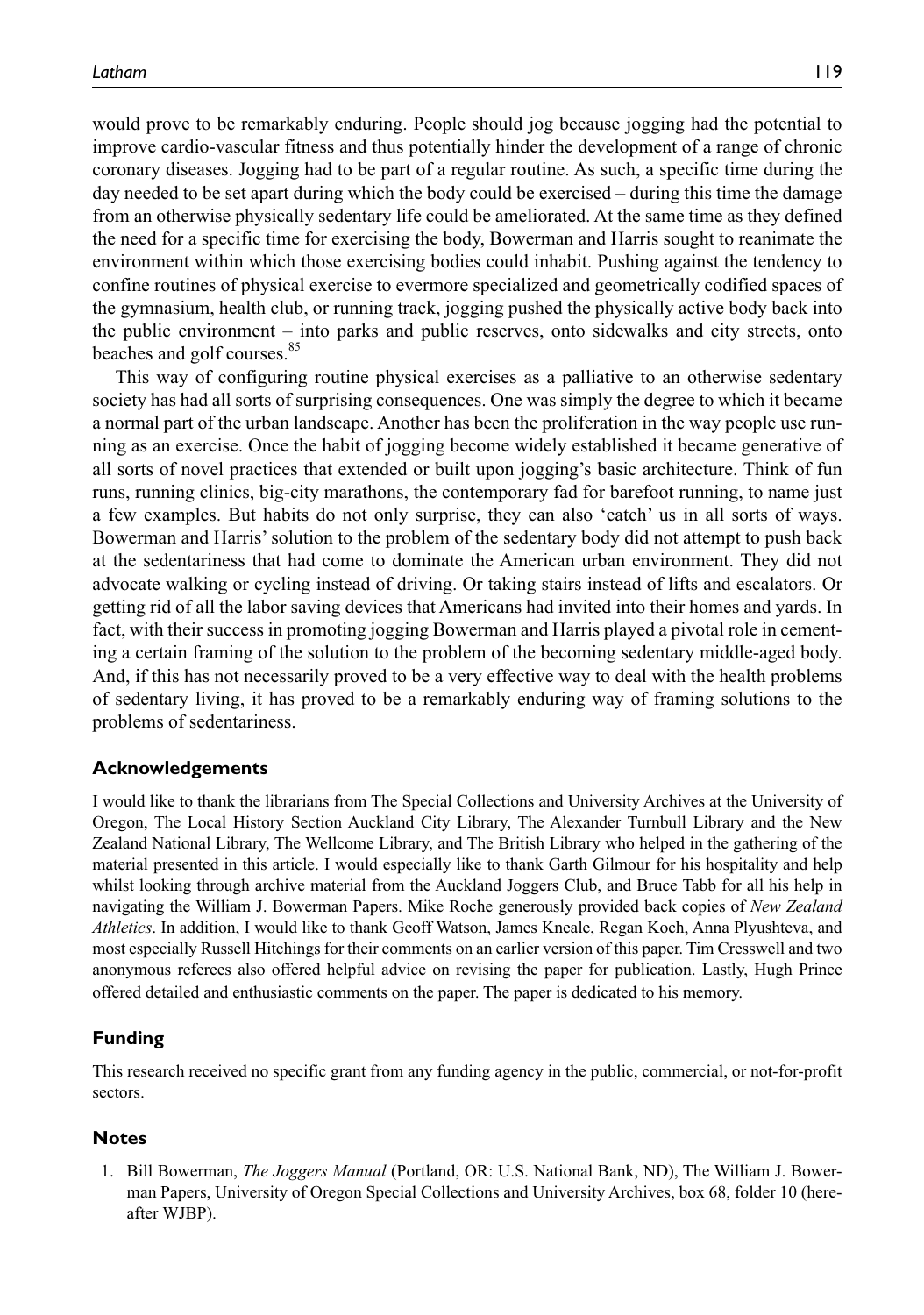would prove to be remarkably enduring. People should jog because jogging had the potential to improve cardio-vascular fitness and thus potentially hinder the development of a range of chronic coronary diseases. Jogging had to be part of a regular routine. As such, a specific time during the day needed to be set apart during which the body could be exercised – during this time the damage from an otherwise physically sedentary life could be ameliorated. At the same time as they defined the need for a specific time for exercising the body, Bowerman and Harris sought to reanimate the environment within which those exercising bodies could inhabit. Pushing against the tendency to confine routines of physical exercise to evermore specialized and geometrically codified spaces of the gymnasium, health club, or running track, jogging pushed the physically active body back into the public environment – into parks and public reserves, onto sidewalks and city streets, onto beaches and golf courses.[85]

This way of configuring routine physical exercises as a palliative to an otherwise sedentary society has had all sorts of surprising consequences. One was simply the degree to which it became a normal part of the urban landscape. Another has been the proliferation in the way people use running as an exercise. Once the habit of jogging become widely established it became generative of all sorts of novel practices that extended or built upon jogging's basic architecture. Think of fun runs, running clinics, big-city marathons, the contemporary fad for barefoot running, to name just a few examples. But habits do not only surprise, they can also 'catch' us in all sorts of ways. Bowerman and Harris' solution to the problem of the sedentary body did not attempt to push back at the sedentariness that had come to dominate the American urban environment. They did not advocate walking or cycling instead of driving. Or taking stairs instead of lifts and escalators. Or getting rid of all the labor saving devices that Americans had invited into their homes and yards. In fact, with their success in promoting jogging Bowerman and Harris played a pivotal role in cementing a certain framing of the solution to the problem of the becoming sedentary middle-aged body. And, if this has not necessarily proved to be a very effective way to deal with the health problems of sedentary living, it has proved to be a remarkably enduring way of framing solutions to the problems of sedentariness.

### Acknowledgements

I would like to thank the librarians from The Special Collections and University Archives at the University of Oregon, The Local History Section Auckland City Library, The Alexander Turnbull Library and the New Zealand National Library, The Wellcome Library, and The British Library who helped in the gathering of the material presented in this article. I would especially like to thank Garth Gilmour for his hospitality and help whilst looking through archive material from the Auckland Joggers Club, and Bruce Tabb for all his help in navigating the William J. Bowerman Papers. Mike Roche generously provided back copies of *New Zealand Athletics*. In addition, I would like to thank Geoff Watson, James Kneale, Regan Koch, Anna Plyushteva, and most especially Russell Hitchings for their comments on an earlier version of this paper. Tim Cresswell and two anonymous referees also offered helpful advice on revising the paper for publication. Lastly, Hugh Prince offered detailed and enthusiastic comments on the paper. The paper is dedicated to his memory.

### Funding

This research received no specific grant from any funding agency in the public, commercial, or not-for-profit sectors.

### Notes

1. Bill Bowerman, *The Joggers Manual* (Portland, OR: U.S. National Bank, ND), The William J. Bowerman Papers, University of Oregon Special Collections and University Archives, box 68, folder 10 (hereafter WJBP).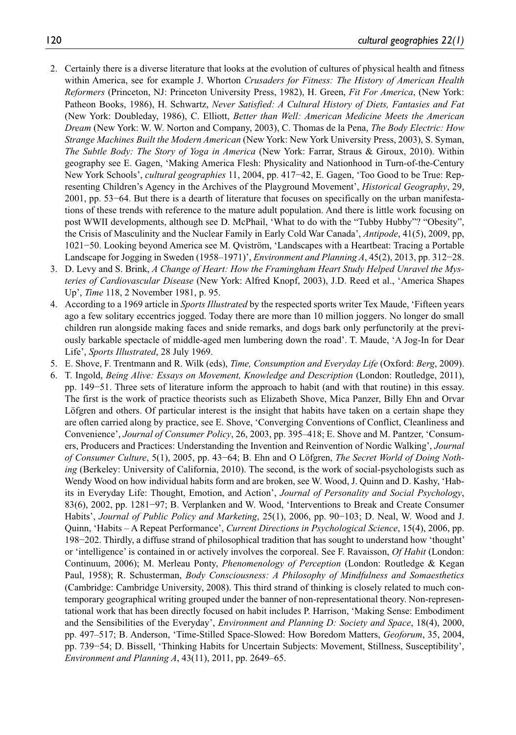2. Certainly there is a diverse literature that looks at the evolution of cultures of physical health and fitness within America, see for example J. Whorton *Crusaders for Fitness: The History of American Health Reformers* (Princeton, NJ: Princeton University Press, 1982), H. Green, *Fit For America*, (New York: Patheon Books, 1986), H. Schwartz, *Never Satisfied: A Cultural History of Diets, Fantasies and Fat* (New York: Doubleday, 1986), C. Elliott, *Better than Well: American Medicine Meets the American Dream* (New York: W. W. Norton and Company, 2003), C. Thomas de la Pena, *The Body Electric: How Strange Machines Built the Modern American* (New York: New York University Press, 2003), S. Syman, *The Subtle Body: The Story of Yoga in America* (New York: Farrar, Straus & Giroux, 2010). Within geography see E. Gagen, 'Making America Flesh: Physicality and Nationhood in Turn-of-the-Century New York Schools', *cultural geographies* 11, 2004, pp. 417−42, E. Gagen, 'Too Good to be True: Representing Children's Agency in the Archives of the Playground Movement', *Historical Geography*, 29, 2001, pp. 53−64. But there is a dearth of literature that focuses on specifically on the urban manifestations of these trends with reference to the mature adult population. And there is little work focusing on post WWII developments, although see D. McPhail, 'What to do with the "Tubby Hubby"? "Obesity", the Crisis of Masculinity and the Nuclear Family in Early Cold War Canada', *Antipode*, 41(5), 2009, pp, 1021−50. Looking beyond America see M. Qviström, 'Landscapes with a Heartbeat: Tracing a Portable Landscape for Jogging in Sweden (1958–1971)', *Environment and Planning A*, 45(2), 2013, pp. 312−28.
3. D. Levy and S. Brink, *A Change of Heart: How the Framingham Heart Study Helped Unravel the Mysteries of Cardiovascular Disease* (New York: Alfred Knopf, 2003), J.D. Reed et al., 'America Shapes Up', *Time* 118, 2 November 1981, p. 95.
4. According to a 1969 article in *Sports Illustrated* by the respected sports writer Tex Maude, 'Fifteen years ago a few solitary eccentrics jogged. Today there are more than 10 million joggers. No longer do small children run alongside making faces and snide remarks, and dogs bark only perfunctorily at the previously barkable spectacle of middle-aged men lumbering down the road'. T. Maude, 'A Jog-In for Dear Life', *Sports Illustrated*, 28 July 1969.
5. E. Shove, F. Trentmann and R. Wilk (eds), *Time, Consumption and Everyday Life* (Oxford: *Berg*, 2009).
6. T. Ingold, *Being Alive: Essays on Movement, Knowledge and Description* (London: Routledge, 2011), pp. 149−51. Three sets of literature inform the approach to habit (and with that routine) in this essay. The first is the work of practice theorists such as Elizabeth Shove, Mica Panzer, Billy Ehn and Orvar Löfgren and others. Of particular interest is the insight that habits have taken on a certain shape they are often carried along by practice, see E. Shove, 'Converging Conventions of Conflict, Cleanliness and Convenience', *Journal of Consumer Policy*, 26, 2003, pp. 395–418; E. Shove and M. Pantzer, 'Consumers, Producers and Practices: Understanding the Invention and Reinvention of Nordic Walking', *Journal of Consumer Culture*, 5(1), 2005, pp. 43−64; B. Ehn and O Löfgren, *The Secret World of Doing Nothing* (Berkeley: University of California, 2010). The second, is the work of social-psychologists such as Wendy Wood on how individual habits form and are broken, see W. Wood, J. Quinn and D. Kashy, 'Habits in Everyday Life: Thought, Emotion, and Action', *Journal of Personality and Social Psychology*, 83(6), 2002, pp. 1281−97; B. Verplanken and W. Wood, 'Interventions to Break and Create Consumer Habits', *Journal of Public Policy and Marketing*, 25(1), 2006, pp. 90−103; D. Neal, W. Wood and J. Quinn, 'Habits – A Repeat Performance', *Current Directions in Psychological Science*, 15(4), 2006, pp. 198−202. Thirdly, a diffuse strand of philosophical tradition that has sought to understand how 'thought' or 'intelligence' is contained in or actively involves the corporeal. See F. Ravaisson, *Of Habit* (London: Continuum, 2006); M. Merleau Ponty, *Phenomenology of Perception* (London: Routledge & Kegan Paul, 1958); R. Schusterman, *Body Consciousness: A Philosophy of Mindfulness and Somaesthetics* (Cambridge: Cambridge University, 2008). This third strand of thinking is closely related to much contemporary geographical writing grouped under the banner of non-representational theory. Non-representational work that has been directly focused on habit includes P. Harrison, 'Making Sense: Embodiment and the Sensibilities of the Everyday', *Environment and Planning D: Society and Space*, 18(4), 2000, pp. 497–517; B. Anderson, 'Time-Stilled Space-Slowed: How Boredom Matters, *Geoforum*, 35, 2004, pp. 739−54; D. Bissell, 'Thinking Habits for Uncertain Subjects: Movement, Stillness, Susceptibility', *Environment and Planning A*, 43(11), 2011, pp. 2649–65.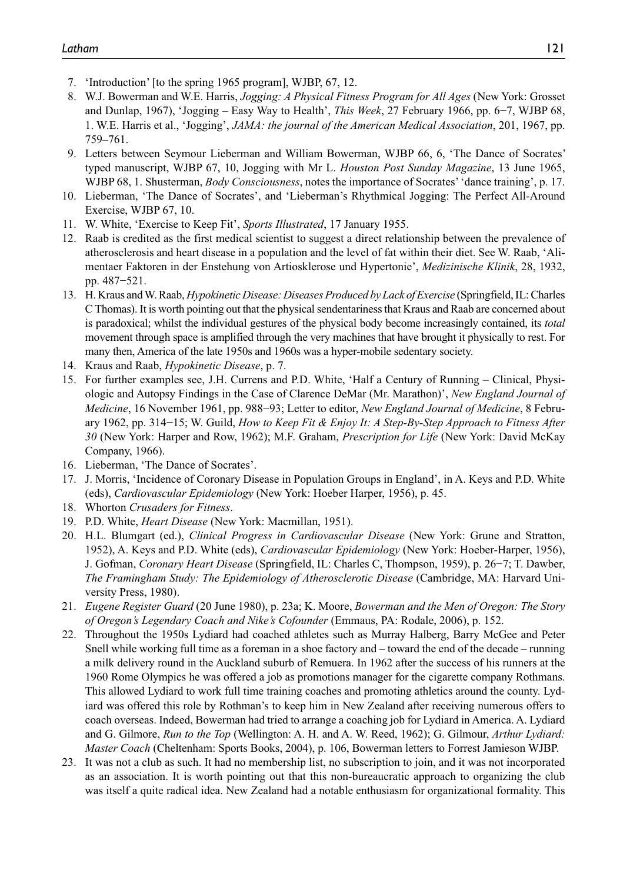7. 'Introduction' [to the spring 1965 program], WJBP, 67, 12.
8. W.J. Bowerman and W.E. Harris, *Jogging: A Physical Fitness Program for All Ages* (New York: Grosset and Dunlap, 1967), 'Jogging – Easy Way to Health', *This Week*, 27 February 1966, pp. 6−7, WJBP 68, 1. W.E. Harris et al., 'Jogging', *JAMA: the journal of the American Medical Association*, 201, 1967, pp. 759–761.
9. Letters between Seymour Lieberman and William Bowerman, WJBP 66, 6, 'The Dance of Socrates' typed manuscript, WJBP 67, 10, Jogging with Mr L. *Houston Post Sunday Magazine*, 13 June 1965, WJBP 68, 1. Shusterman, *Body Consciousness*, notes the importance of Socrates' 'dance training', p. 17.
10. Lieberman, 'The Dance of Socrates', and 'Lieberman's Rhythmical Jogging: The Perfect All-Around Exercise, WJBP 67, 10.
11. W. White, 'Exercise to Keep Fit', *Sports Illustrated*, 17 January 1955.
12. Raab is credited as the first medical scientist to suggest a direct relationship between the prevalence of atherosclerosis and heart disease in a population and the level of fat within their diet. See W. Raab, 'Alimentaer Faktoren in der Enstehung von Artiosklerose und Hypertonie', *Medizinische Klinik*, 28, 1932, pp. 487−521.
13. H. Kraus and W. Raab, *Hypokinetic Disease: Diseases Produced by Lack of Exercise* (Springfield, IL: Charles C Thomas). It is worth pointing out that the physical sendentariness that Kraus and Raab are concerned about is paradoxical; whilst the individual gestures of the physical body become increasingly contained, its *total* movement through space is amplified through the very machines that have brought it physically to rest. For many then, America of the late 1950s and 1960s was a hyper-mobile sedentary society.
14. Kraus and Raab, *Hypokinetic Disease*, p. 7.
15. For further examples see, J.H. Currens and P.D. White, 'Half a Century of Running – Clinical, Physiologic and Autopsy Findings in the Case of Clarence DeMar (Mr. Marathon)', *New England Journal of Medicine*, 16 November 1961, pp. 988−93; Letter to editor, *New England Journal of Medicine*, 8 February 1962, pp. 314−15; W. Guild, *How to Keep Fit & Enjoy It: A Step-By-Step Approach to Fitness After 30* (New York: Harper and Row, 1962); M.F. Graham, *Prescription for Life* (New York: David McKay Company, 1966).
16. Lieberman, 'The Dance of Socrates'.
17. J. Morris, 'Incidence of Coronary Disease in Population Groups in England', in A. Keys and P.D. White (eds), *Cardiovascular Epidemiology* (New York: Hoeber Harper, 1956), p. 45.
18. Whorton *Crusaders for Fitness*.
19. P.D. White, *Heart Disease* (New York: Macmillan, 1951).
20. H.L. Blumgart (ed.), *Clinical Progress in Cardiovascular Disease* (New York: Grune and Stratton, 1952), A. Keys and P.D. White (eds), *Cardiovascular Epidemiology* (New York: Hoeber-Harper, 1956), J. Gofman, *Coronary Heart Disease* (Springfield, IL: Charles C, Thompson, 1959), p. 26−7; T. Dawber, *The Framingham Study: The Epidemiology of Atherosclerotic Disease* (Cambridge, MA: Harvard University Press, 1980).
21. *Eugene Register Guard* (20 June 1980), p. 23a; K. Moore, *Bowerman and the Men of Oregon: The Story of Oregon's Legendary Coach and Nike's Cofounder* (Emmaus, PA: Rodale, 2006), p. 152.
22. Throughout the 1950s Lydiard had coached athletes such as Murray Halberg, Barry McGee and Peter Snell while working full time as a foreman in a shoe factory and – toward the end of the decade – running a milk delivery round in the Auckland suburb of Remuera. In 1962 after the success of his runners at the 1960 Rome Olympics he was offered a job as promotions manager for the cigarette company Rothmans. This allowed Lydiard to work full time training coaches and promoting athletics around the county. Lydiard was offered this role by Rothman's to keep him in New Zealand after receiving numerous offers to coach overseas. Indeed, Bowerman had tried to arrange a coaching job for Lydiard in America. A. Lydiard and G. Gilmore, *Run to the Top* (Wellington: A. H. and A. W. Reed, 1962); G. Gilmour, *Arthur Lydiard: Master Coach* (Cheltenham: Sports Books, 2004), p. 106, Bowerman letters to Forrest Jamieson WJBP.
23. It was not a club as such. It had no membership list, no subscription to join, and it was not incorporated as an association. It is worth pointing out that this non-bureaucratic approach to organizing the club was itself a quite radical idea. New Zealand had a notable enthusiasm for organizational formality. This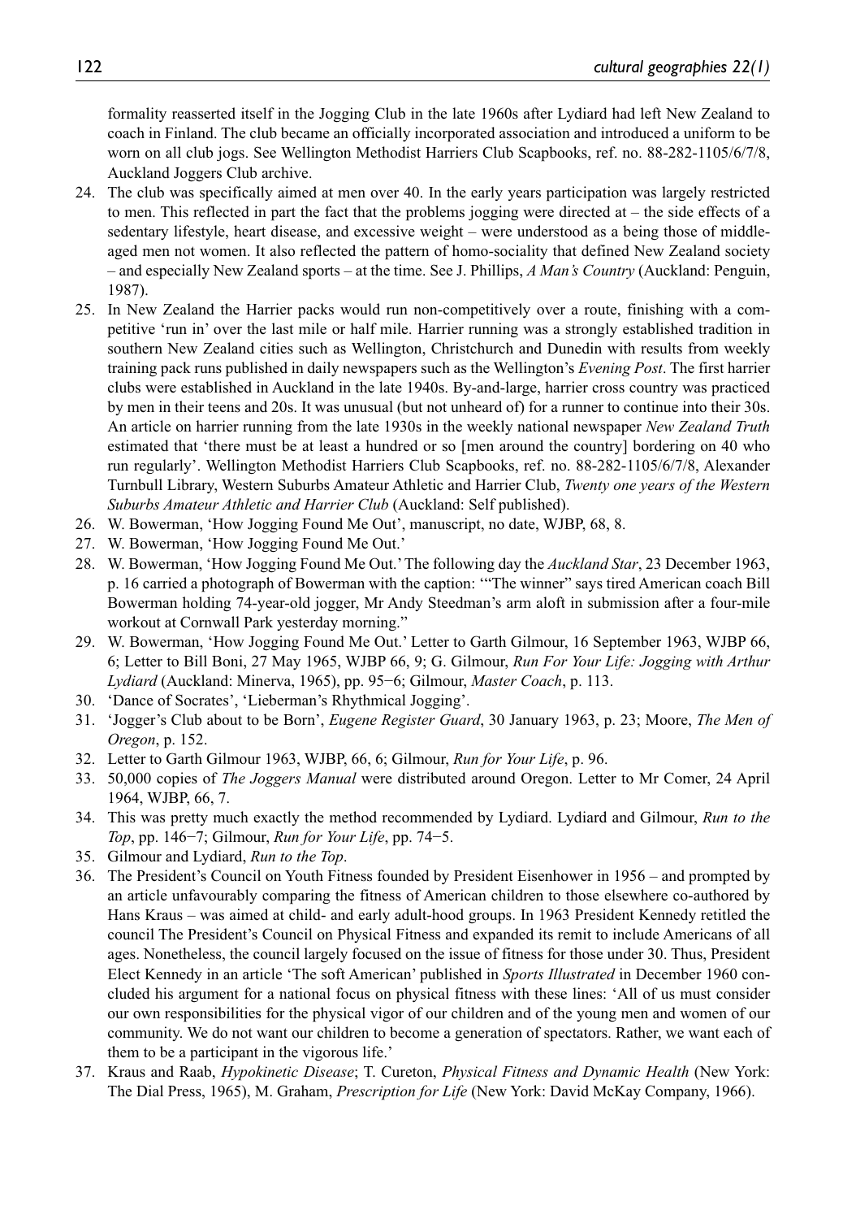formality reasserted itself in the Jogging Club in the late 1960s after Lydiard had left New Zealand to coach in Finland. The club became an officially incorporated association and introduced a uniform to be worn on all club jogs. See Wellington Methodist Harriers Club Scapbooks, ref. no. 88-282-1105/6/7/8, Auckland Joggers Club archive.

24. The club was specifically aimed at men over 40. In the early years participation was largely restricted to men. This reflected in part the fact that the problems jogging were directed at – the side effects of a sedentary lifestyle, heart disease, and excessive weight – were understood as a being those of middle-aged men not women. It also reflected the pattern of homo-sociality that defined New Zealand society – and especially New Zealand sports – at the time. See J. Phillips, *A Man's Country* (Auckland: Penguin, 1987).
25. In New Zealand the Harrier packs would run non-competitively over a route, finishing with a competitive 'run in' over the last mile or half mile. Harrier running was a strongly established tradition in southern New Zealand cities such as Wellington, Christchurch and Dunedin with results from weekly training pack runs published in daily newspapers such as the Wellington's *Evening Post*. The first harrier clubs were established in Auckland in the late 1940s. By-and-large, harrier cross country was practiced by men in their teens and 20s. It was unusual (but not unheard of) for a runner to continue into their 30s. An article on harrier running from the late 1930s in the weekly national newspaper *New Zealand Truth* estimated that 'there must be at least a hundred or so [men around the country] bordering on 40 who run regularly'. Wellington Methodist Harriers Club Scapbooks, ref. no. 88-282-1105/6/7/8, Alexander Turnbull Library, Western Suburbs Amateur Athletic and Harrier Club, *Twenty one years of the Western Suburbs Amateur Athletic and Harrier Club* (Auckland: Self published).
26. W. Bowerman, 'How Jogging Found Me Out', manuscript, no date, WJBP, 68, 8.
27. W. Bowerman, 'How Jogging Found Me Out.'
28. W. Bowerman, 'How Jogging Found Me Out.' The following day the *Auckland Star*, 23 December 1963, p. 16 carried a photograph of Bowerman with the caption: '"The winner" says tired American coach Bill Bowerman holding 74-year-old jogger, Mr Andy Steedman's arm aloft in submission after a four-mile workout at Cornwall Park yesterday morning."
29. W. Bowerman, 'How Jogging Found Me Out.' Letter to Garth Gilmour, 16 September 1963, WJBP 66, 6; Letter to Bill Boni, 27 May 1965, WJBP 66, 9; G. Gilmour, *Run For Your Life: Jogging with Arthur Lydiard* (Auckland: Minerva, 1965), pp. 95−6; Gilmour, *Master Coach*, p. 113.
30. 'Dance of Socrates', 'Lieberman's Rhythmical Jogging'.
31. 'Jogger's Club about to be Born', *Eugene Register Guard*, 30 January 1963, p. 23; Moore, *The Men of Oregon*, p. 152.
32. Letter to Garth Gilmour 1963, WJBP, 66, 6; Gilmour, *Run for Your Life*, p. 96.
33. 50,000 copies of *The Joggers Manual* were distributed around Oregon. Letter to Mr Comer, 24 April 1964, WJBP, 66, 7.
34. This was pretty much exactly the method recommended by Lydiard. Lydiard and Gilmour, *Run to the Top*, pp. 146−7; Gilmour, *Run for Your Life*, pp. 74−5.
35. Gilmour and Lydiard, *Run to the Top*.
36. The President's Council on Youth Fitness founded by President Eisenhower in 1956 – and prompted by an article unfavourably comparing the fitness of American children to those elsewhere co-authored by Hans Kraus – was aimed at child- and early adult-hood groups. In 1963 President Kennedy retitled the council The President's Council on Physical Fitness and expanded its remit to include Americans of all ages. Nonetheless, the council largely focused on the issue of fitness for those under 30. Thus, President Elect Kennedy in an article 'The soft American' published in *Sports Illustrated* in December 1960 concluded his argument for a national focus on physical fitness with these lines: 'All of us must consider our own responsibilities for the physical vigor of our children and of the young men and women of our community. We do not want our children to become a generation of spectators. Rather, we want each of them to be a participant in the vigorous life.'
37. Kraus and Raab, *Hypokinetic Disease*; T. Cureton, *Physical Fitness and Dynamic Health* (New York: The Dial Press, 1965), M. Graham, *Prescription for Life* (New York: David McKay Company, 1966).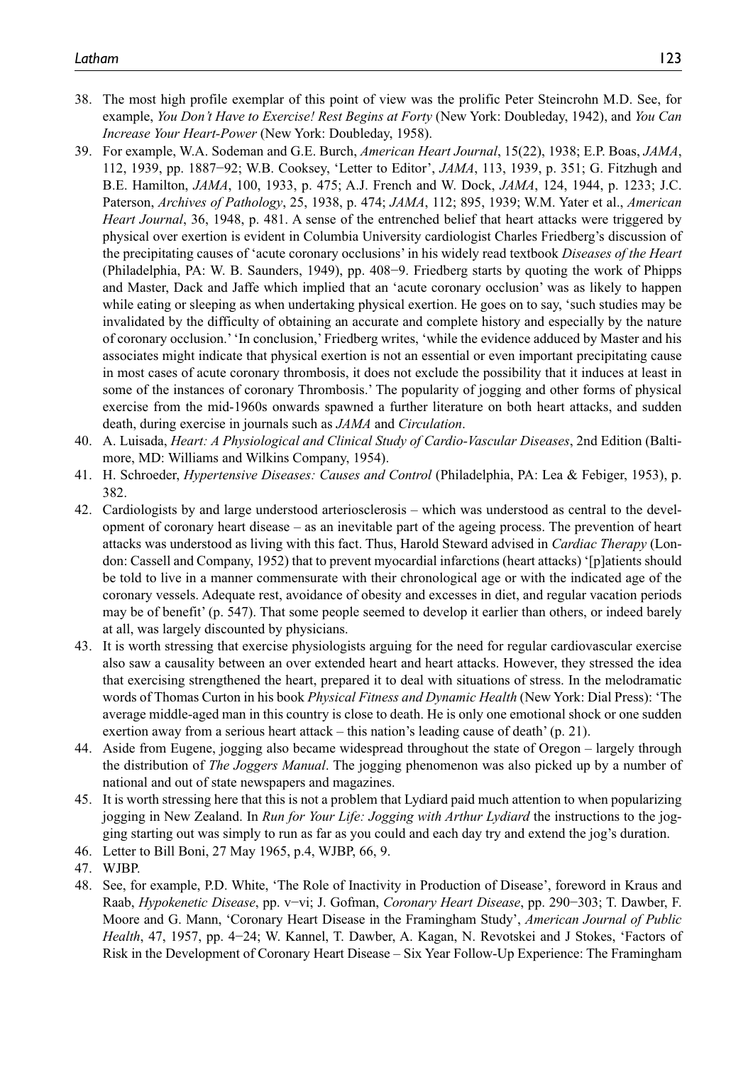38. The most high profile exemplar of this point of view was the prolific Peter Steincrohn M.D. See, for example, *You Don't Have to Exercise! Rest Begins at Forty* (New York: Doubleday, 1942), and *You Can Increase Your Heart-Power* (New York: Doubleday, 1958).
39. For example, W.A. Sodeman and G.E. Burch, *American Heart Journal*, 15(22), 1938; E.P. Boas, *JAMA*, 112, 1939, pp. 1887−92; W.B. Cooksey, 'Letter to Editor', *JAMA*, 113, 1939, p. 351; G. Fitzhugh and B.E. Hamilton, *JAMA*, 100, 1933, p. 475; A.J. French and W. Dock, *JAMA*, 124, 1944, p. 1233; J.C. Paterson, *Archives of Pathology*, 25, 1938, p. 474; *JAMA*, 112; 895, 1939; W.M. Yater et al., *American Heart Journal*, 36, 1948, p. 481. A sense of the entrenched belief that heart attacks were triggered by physical over exertion is evident in Columbia University cardiologist Charles Friedberg's discussion of the precipitating causes of 'acute coronary occlusions' in his widely read textbook *Diseases of the Heart* (Philadelphia, PA: W. B. Saunders, 1949), pp. 408−9. Friedberg starts by quoting the work of Phipps and Master, Dack and Jaffe which implied that an 'acute coronary occlusion' was as likely to happen while eating or sleeping as when undertaking physical exertion. He goes on to say, 'such studies may be invalidated by the difficulty of obtaining an accurate and complete history and especially by the nature of coronary occlusion.' 'In conclusion,' Friedberg writes, 'while the evidence adduced by Master and his associates might indicate that physical exertion is not an essential or even important precipitating cause in most cases of acute coronary thrombosis, it does not exclude the possibility that it induces at least in some of the instances of coronary Thrombosis.' The popularity of jogging and other forms of physical exercise from the mid-1960s onwards spawned a further literature on both heart attacks, and sudden death, during exercise in journals such as *JAMA* and *Circulation*.
40. A. Luisada, *Heart: A Physiological and Clinical Study of Cardio-Vascular Diseases*, 2nd Edition (Baltimore, MD: Williams and Wilkins Company, 1954).
41. H. Schroeder, *Hypertensive Diseases: Causes and Control* (Philadelphia, PA: Lea & Febiger, 1953), p. 382.
42. Cardiologists by and large understood arteriosclerosis – which was understood as central to the development of coronary heart disease – as an inevitable part of the ageing process. The prevention of heart attacks was understood as living with this fact. Thus, Harold Steward advised in *Cardiac Therapy* (London: Cassell and Company, 1952) that to prevent myocardial infarctions (heart attacks) '[p]atients should be told to live in a manner commensurate with their chronological age or with the indicated age of the coronary vessels. Adequate rest, avoidance of obesity and excesses in diet, and regular vacation periods may be of benefit' (p. 547). That some people seemed to develop it earlier than others, or indeed barely at all, was largely discounted by physicians.
43. It is worth stressing that exercise physiologists arguing for the need for regular cardiovascular exercise also saw a causality between an over extended heart and heart attacks. However, they stressed the idea that exercising strengthened the heart, prepared it to deal with situations of stress. In the melodramatic words of Thomas Curton in his book *Physical Fitness and Dynamic Health* (New York: Dial Press): 'The average middle-aged man in this country is close to death. He is only one emotional shock or one sudden exertion away from a serious heart attack – this nation's leading cause of death' (p. 21).
44. Aside from Eugene, jogging also became widespread throughout the state of Oregon – largely through the distribution of *The Joggers Manual*. The jogging phenomenon was also picked up by a number of national and out of state newspapers and magazines.
45. It is worth stressing here that this is not a problem that Lydiard paid much attention to when popularizing jogging in New Zealand. In *Run for Your Life: Jogging with Arthur Lydiard* the instructions to the jogging starting out was simply to run as far as you could and each day try and extend the jog's duration.
46. Letter to Bill Boni, 27 May 1965, p.4, WJBP, 66, 9.
47. WJBP.
48. See, for example, P.D. White, 'The Role of Inactivity in Production of Disease', foreword in Kraus and Raab, *Hypokenetic Disease*, pp. v−vi; J. Gofman, *Coronary Heart Disease*, pp. 290−303; T. Dawber, F. Moore and G. Mann, 'Coronary Heart Disease in the Framingham Study', *American Journal of Public Health*, 47, 1957, pp. 4−24; W. Kannel, T. Dawber, A. Kagan, N. Revotskei and J Stokes, 'Factors of Risk in the Development of Coronary Heart Disease – Six Year Follow-Up Experience: The Framingham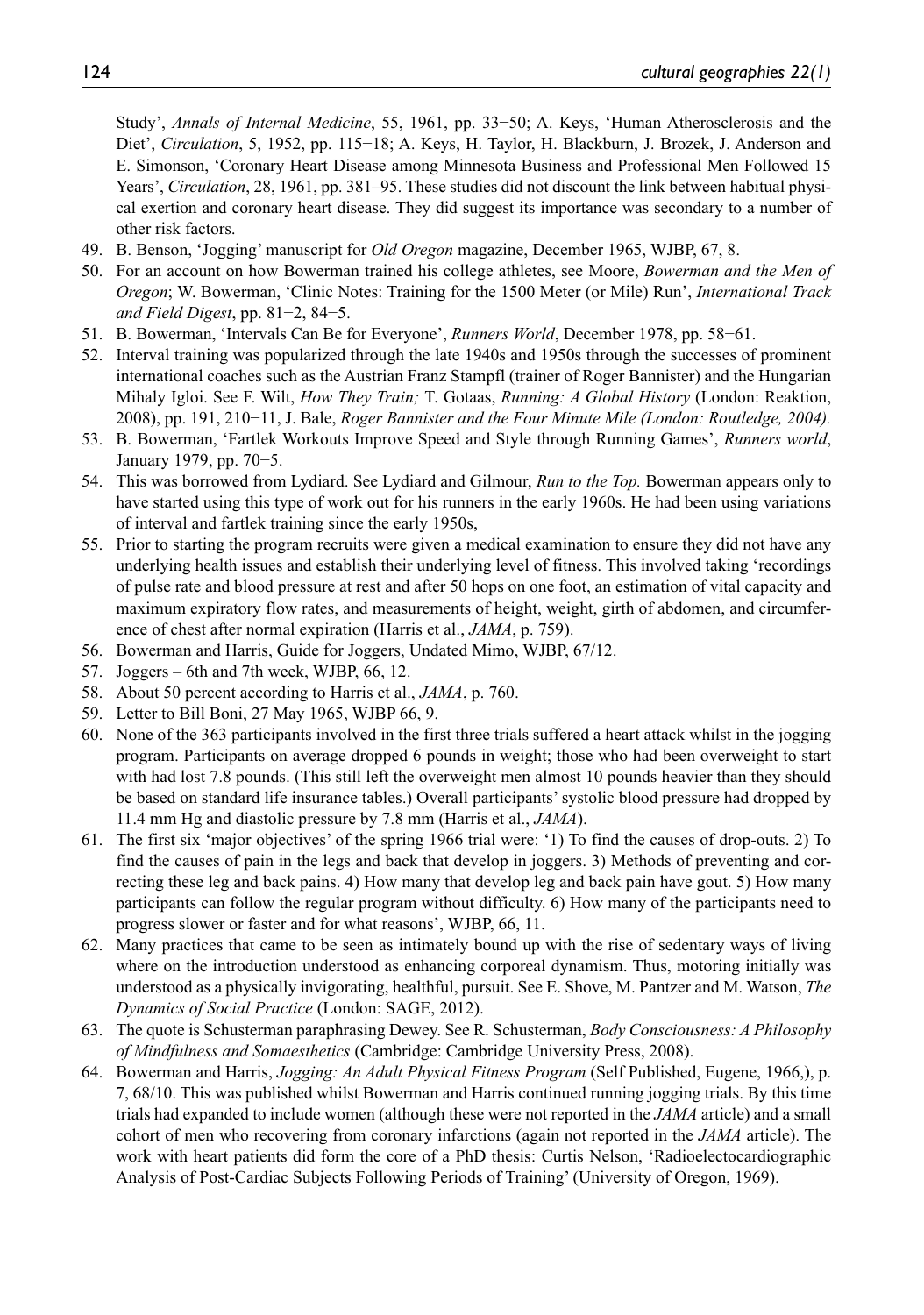Study', *Annals of Internal Medicine*, 55, 1961, pp. 33−50; A. Keys, 'Human Atherosclerosis and the Diet', *Circulation*, 5, 1952, pp. 115−18; A. Keys, H. Taylor, H. Blackburn, J. Brozek, J. Anderson and E. Simonson, 'Coronary Heart Disease among Minnesota Business and Professional Men Followed 15 Years', *Circulation*, 28, 1961, pp. 381–95. These studies did not discount the link between habitual physical exertion and coronary heart disease. They did suggest its importance was secondary to a number of other risk factors.

49. B. Benson, 'Jogging' manuscript for *Old Oregon* magazine, December 1965, WJBP, 67, 8.
50. For an account on how Bowerman trained his college athletes, see Moore, *Bowerman and the Men of Oregon*; W. Bowerman, 'Clinic Notes: Training for the 1500 Meter (or Mile) Run', *International Track and Field Digest*, pp. 81−2, 84−5.
51. B. Bowerman, 'Intervals Can Be for Everyone', *Runners World*, December 1978, pp. 58−61.
52. Interval training was popularized through the late 1940s and 1950s through the successes of prominent international coaches such as the Austrian Franz Stampfl (trainer of Roger Bannister) and the Hungarian Mihaly Igloi. See F. Wilt, *How They Train;* T. Gotaas, *Running: A Global History* (London: Reaktion, 2008), pp. 191, 210−11, J. Bale, *Roger Bannister and the Four Minute Mile (London: Routledge, 2004).*
53. B. Bowerman, 'Fartlek Workouts Improve Speed and Style through Running Games', *Runners world*, January 1979, pp. 70−5.
54. This was borrowed from Lydiard. See Lydiard and Gilmour, *Run to the Top.* Bowerman appears only to have started using this type of work out for his runners in the early 1960s. He had been using variations of interval and fartlek training since the early 1950s,
55. Prior to starting the program recruits were given a medical examination to ensure they did not have any underlying health issues and establish their underlying level of fitness. This involved taking 'recordings of pulse rate and blood pressure at rest and after 50 hops on one foot, an estimation of vital capacity and maximum expiratory flow rates, and measurements of height, weight, girth of abdomen, and circumference of chest after normal expiration (Harris et al., *JAMA*, p. 759).
56. Bowerman and Harris, Guide for Joggers, Undated Mimo, WJBP, 67/12.
57. Joggers – 6th and 7th week, WJBP, 66, 12.
58. About 50 percent according to Harris et al., *JAMA*, p. 760.
59. Letter to Bill Boni, 27 May 1965, WJBP 66, 9.
60. None of the 363 participants involved in the first three trials suffered a heart attack whilst in the jogging program. Participants on average dropped 6 pounds in weight; those who had been overweight to start with had lost 7.8 pounds. (This still left the overweight men almost 10 pounds heavier than they should be based on standard life insurance tables.) Overall participants' systolic blood pressure had dropped by 11.4 mm Hg and diastolic pressure by 7.8 mm (Harris et al., *JAMA*).
61. The first six 'major objectives' of the spring 1966 trial were: '1) To find the causes of drop-outs. 2) To find the causes of pain in the legs and back that develop in joggers. 3) Methods of preventing and correcting these leg and back pains. 4) How many that develop leg and back pain have gout. 5) How many participants can follow the regular program without difficulty. 6) How many of the participants need to progress slower or faster and for what reasons', WJBP, 66, 11.
62. Many practices that came to be seen as intimately bound up with the rise of sedentary ways of living where on the introduction understood as enhancing corporeal dynamism. Thus, motoring initially was understood as a physically invigorating, healthful, pursuit. See E. Shove, M. Pantzer and M. Watson, *The Dynamics of Social Practice* (London: SAGE, 2012).
63. The quote is Schusterman paraphrasing Dewey. See R. Schusterman, *Body Consciousness: A Philosophy of Mindfulness and Somaesthetics* (Cambridge: Cambridge University Press, 2008).
64. Bowerman and Harris, *Jogging: An Adult Physical Fitness Program* (Self Published, Eugene, 1966,), p. 7, 68/10. This was published whilst Bowerman and Harris continued running jogging trials. By this time trials had expanded to include women (although these were not reported in the *JAMA* article) and a small cohort of men who recovering from coronary infarctions (again not reported in the *JAMA* article). The work with heart patients did form the core of a PhD thesis: Curtis Nelson, 'Radioelectocardiographic Analysis of Post-Cardiac Subjects Following Periods of Training' (University of Oregon, 1969).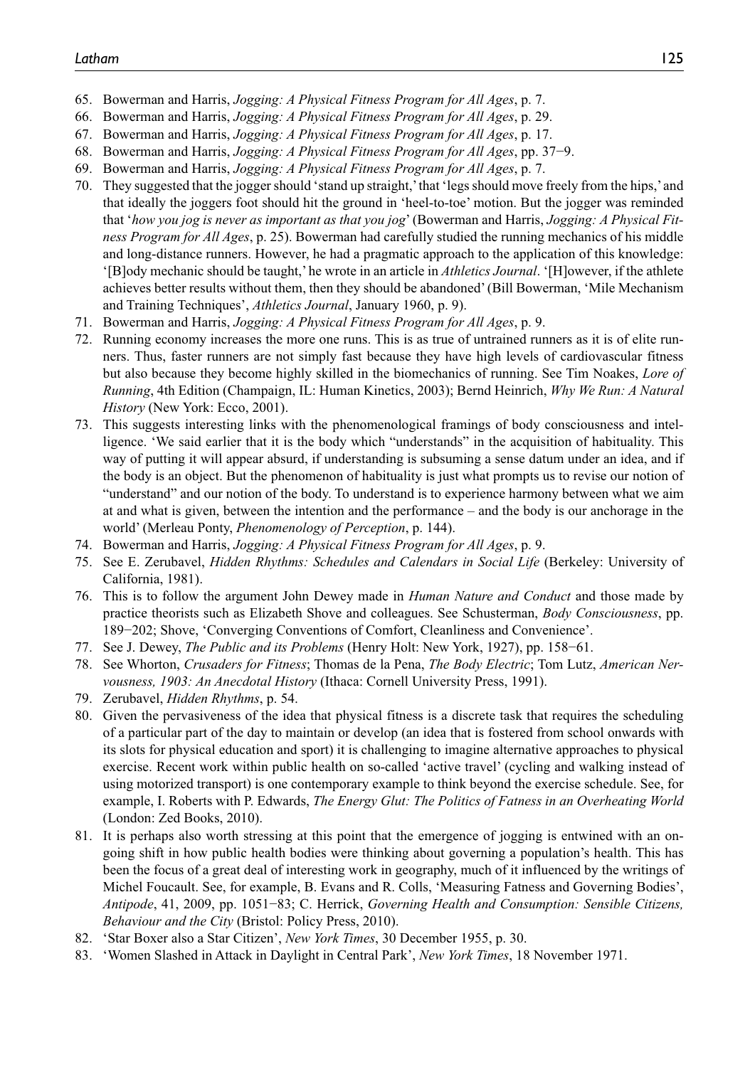65. Bowerman and Harris, *Jogging: A Physical Fitness Program for All Ages*, p. 7.
66. Bowerman and Harris, *Jogging: A Physical Fitness Program for All Ages*, p. 29.
67. Bowerman and Harris, *Jogging: A Physical Fitness Program for All Ages*, p. 17.
68. Bowerman and Harris, *Jogging: A Physical Fitness Program for All Ages*, pp. 37−9.
69. Bowerman and Harris, *Jogging: A Physical Fitness Program for All Ages*, p. 7.
70. They suggested that the jogger should 'stand up straight,' that 'legs should move freely from the hips,' and that ideally the joggers foot should hit the ground in 'heel-to-toe' motion. But the jogger was reminded that '*how you jog is never as important as that you jog*' (Bowerman and Harris, *Jogging: A Physical Fitness Program for All Ages*, p. 25). Bowerman had carefully studied the running mechanics of his middle and long-distance runners. However, he had a pragmatic approach to the application of this knowledge: '[B]ody mechanic should be taught,' he wrote in an article in *Athletics Journal*. '[H]owever, if the athlete achieves better results without them, then they should be abandoned' (Bill Bowerman, 'Mile Mechanism and Training Techniques', *Athletics Journal*, January 1960, p. 9).
71. Bowerman and Harris, *Jogging: A Physical Fitness Program for All Ages*, p. 9.
72. Running economy increases the more one runs. This is as true of untrained runners as it is of elite runners. Thus, faster runners are not simply fast because they have high levels of cardiovascular fitness but also because they become highly skilled in the biomechanics of running. See Tim Noakes, *Lore of Running*, 4th Edition (Champaign, IL: Human Kinetics, 2003); Bernd Heinrich, *Why We Run: A Natural History* (New York: Ecco, 2001).
73. This suggests interesting links with the phenomenological framings of body consciousness and intelligence. 'We said earlier that it is the body which "understands" in the acquisition of habituality. This way of putting it will appear absurd, if understanding is subsuming a sense datum under an idea, and if the body is an object. But the phenomenon of habituality is just what prompts us to revise our notion of "understand" and our notion of the body. To understand is to experience harmony between what we aim at and what is given, between the intention and the performance – and the body is our anchorage in the world' (Merleau Ponty, *Phenomenology of Perception*, p. 144).
74. Bowerman and Harris, *Jogging: A Physical Fitness Program for All Ages*, p. 9.
75. See E. Zerubavel, *Hidden Rhythms: Schedules and Calendars in Social Life* (Berkeley: University of California, 1981).
76. This is to follow the argument John Dewey made in *Human Nature and Conduct* and those made by practice theorists such as Elizabeth Shove and colleagues. See Schusterman, *Body Consciousness*, pp. 189−202; Shove, 'Converging Conventions of Comfort, Cleanliness and Convenience'.
77. See J. Dewey, *The Public and its Problems* (Henry Holt: New York, 1927), pp. 158−61.
78. See Whorton, *Crusaders for Fitness*; Thomas de la Pena, *The Body Electric*; Tom Lutz, *American Nervousness, 1903: An Anecdotal History* (Ithaca: Cornell University Press, 1991).
79. Zerubavel, *Hidden Rhythms*, p. 54.
80. Given the pervasiveness of the idea that physical fitness is a discrete task that requires the scheduling of a particular part of the day to maintain or develop (an idea that is fostered from school onwards with its slots for physical education and sport) it is challenging to imagine alternative approaches to physical exercise. Recent work within public health on so-called 'active travel' (cycling and walking instead of using motorized transport) is one contemporary example to think beyond the exercise schedule. See, for example, I. Roberts with P. Edwards, *The Energy Glut: The Politics of Fatness in an Overheating World* (London: Zed Books, 2010).
81. It is perhaps also worth stressing at this point that the emergence of jogging is entwined with an ongoing shift in how public health bodies were thinking about governing a population's health. This has been the focus of a great deal of interesting work in geography, much of it influenced by the writings of Michel Foucault. See, for example, B. Evans and R. Colls, 'Measuring Fatness and Governing Bodies', *Antipode*, 41, 2009, pp. 1051−83; C. Herrick, *Governing Health and Consumption: Sensible Citizens, Behaviour and the City* (Bristol: Policy Press, 2010).
82. 'Star Boxer also a Star Citizen', *New York Times*, 30 December 1955, p. 30.
83. 'Women Slashed in Attack in Daylight in Central Park', *New York Times*, 18 November 1971.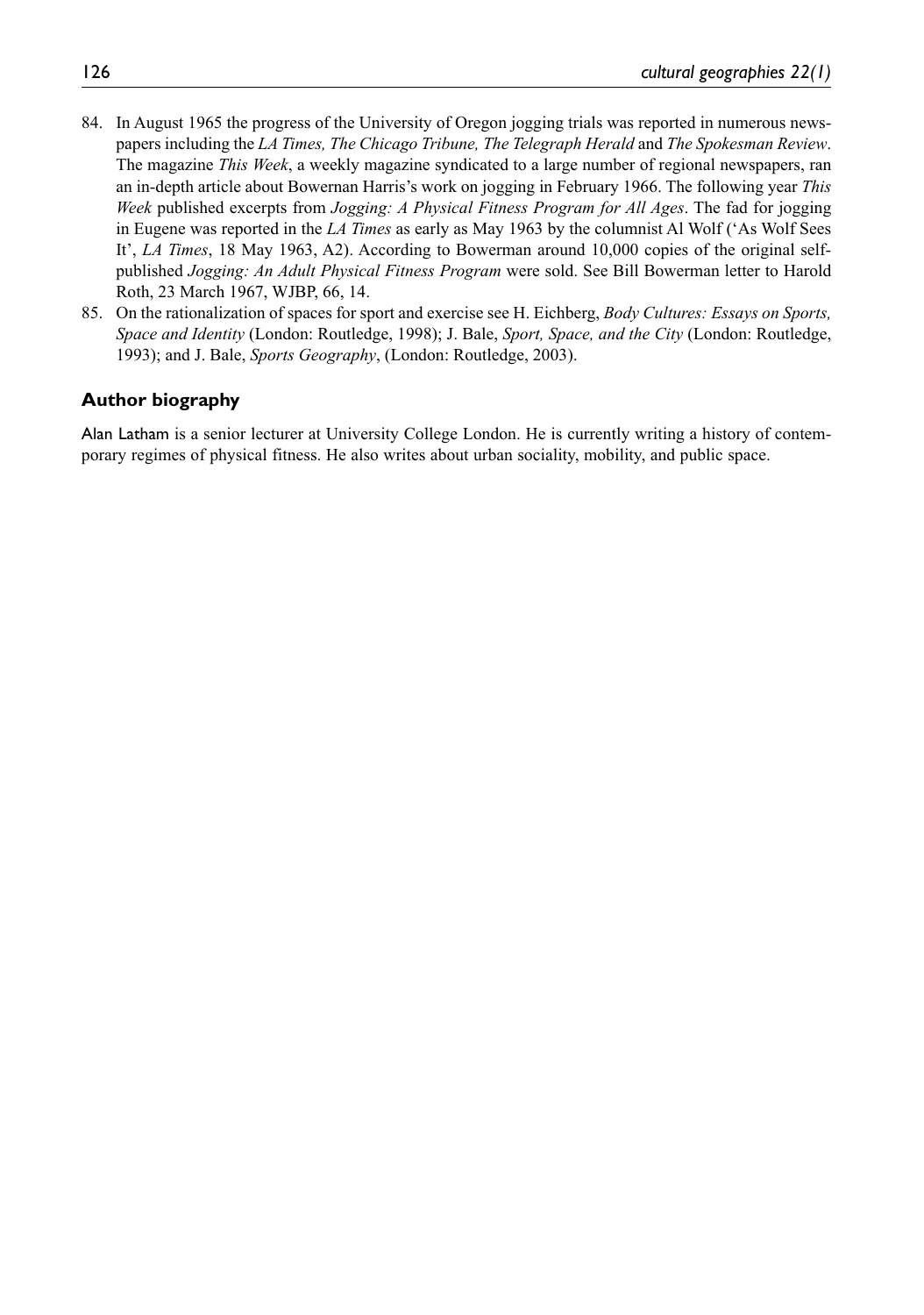84. In August 1965 the progress of the University of Oregon jogging trials was reported in numerous newspapers including the *LA Times, The Chicago Tribune, The Telegraph Herald* and *The Spokesman Review*. The magazine *This Week*, a weekly magazine syndicated to a large number of regional newspapers, ran an in-depth article about Bowernan Harris's work on jogging in February 1966. The following year *This Week* published excerpts from *Jogging: A Physical Fitness Program for All Ages*. The fad for jogging in Eugene was reported in the *LA Times* as early as May 1963 by the columnist Al Wolf ('As Wolf Sees It', *LA Times*, 18 May 1963, A2). According to Bowerman around 10,000 copies of the original self-published *Jogging: An Adult Physical Fitness Program* were sold. See Bill Bowerman letter to Harold Roth, 23 March 1967, WJBP, 66, 14.
85. On the rationalization of spaces for sport and exercise see H. Eichberg, *Body Cultures: Essays on Sports, Space and Identity* (London: Routledge, 1998); J. Bale, *Sport, Space, and the City* (London: Routledge, 1993); and J. Bale, *Sports Geography*, (London: Routledge, 2003).

## Author biography

Alan Latham is a senior lecturer at University College London. He is currently writing a history of contemporary regimes of physical fitness. He also writes about urban sociality, mobility, and public space.